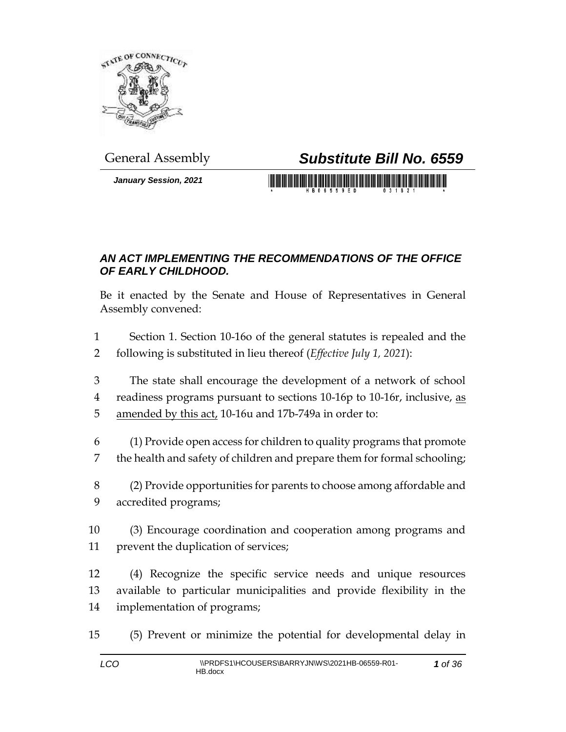General Assembly

# *Substitute Bill No. 6559*

***January Session, 2021***

## *AN ACT IMPLEMENTING THE RECOMMENDATIONS OF THE OFFICE OF EARLY CHILDHOOD.*

Be it enacted by the Senate and House of Representatives in General Assembly convened:

1 Section 1. Section 10-16o of the general statutes is repealed and the
2 following is substituted in lieu thereof (*Effective July 1, 2021*):

3 The state shall encourage the development of a network of school
4 readiness programs pursuant to sections 10-16p to 10-16r, inclusive, <u>as</u>
5 <u>amended by this act,</u> 10-16u and 17b-749a in order to:

6 (1) Provide open access for children to quality programs that promote
7 the health and safety of children and prepare them for formal schooling;

8 (2) Provide opportunities for parents to choose among affordable and
9 accredited programs;

10 (3) Encourage coordination and cooperation among programs and
11 prevent the duplication of services;

12 (4) Recognize the specific service needs and unique resources
13 available to particular municipalities and provide flexibility in the
14 implementation of programs;

15 (5) Prevent or minimize the potential for developmental delay in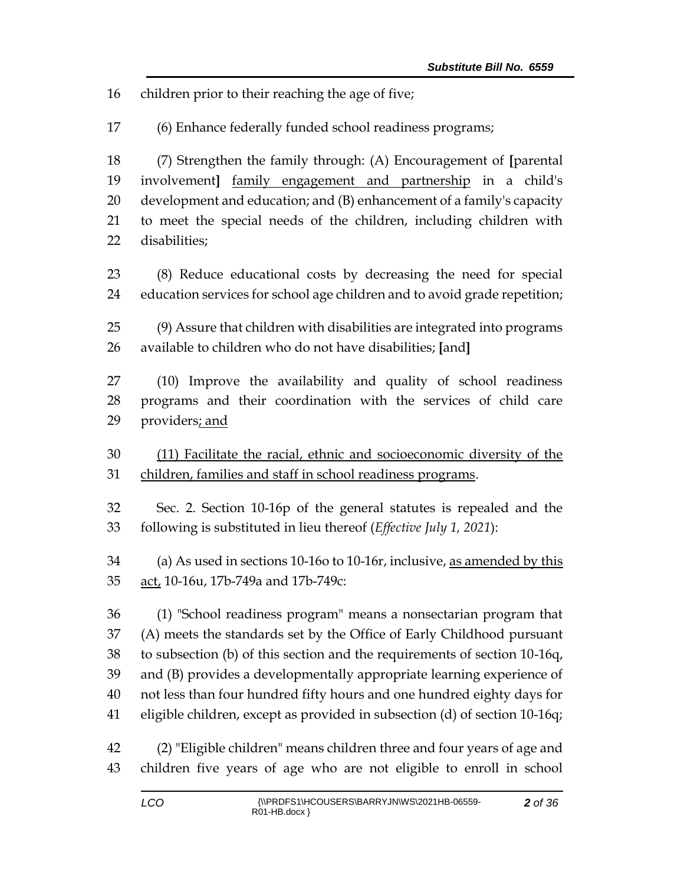16 children prior to their reaching the age of five;

17 (6) Enhance federally funded school readiness programs;

18 (7) Strengthen the family through: (A) Encouragement of **[**parental
19 involvement**]** <u>family engagement and partnership</u> in a child's
20 development and education; and (B) enhancement of a family's capacity
21 to meet the special needs of the children, including children with
22 disabilities;

23 (8) Reduce educational costs by decreasing the need for special
24 education services for school age children and to avoid grade repetition;

25 (9) Assure that children with disabilities are integrated into programs
26 available to children who do not have disabilities; **[**and**]**

27 (10) Improve the availability and quality of school readiness
28 programs and their coordination with the services of child care
29 providers<u>; and</u>

30 <u>(11) Facilitate the racial, ethnic and socioeconomic diversity of the</u>
31 <u>children, families and staff in school readiness programs</u>.

32 Sec. 2. Section 10-16p of the general statutes is repealed and the
33 following is substituted in lieu thereof (*Effective July 1, 2021*):

34 (a) As used in sections 10-16o to 10-16r, inclusive, <u>as amended by this</u>
35 <u>act,</u> 10-16u, 17b-749a and 17b-749c:

36 (1) "School readiness program" means a nonsectarian program that
37 (A) meets the standards set by the Office of Early Childhood pursuant
38 to subsection (b) of this section and the requirements of section 10-16q,
39 and (B) provides a developmentally appropriate learning experience of
40 not less than four hundred fifty hours and one hundred eighty days for
41 eligible children, except as provided in subsection (d) of section 10-16q;

42 (2) "Eligible children" means children three and four years of age and
43 children five years of age who are not eligible to enroll in school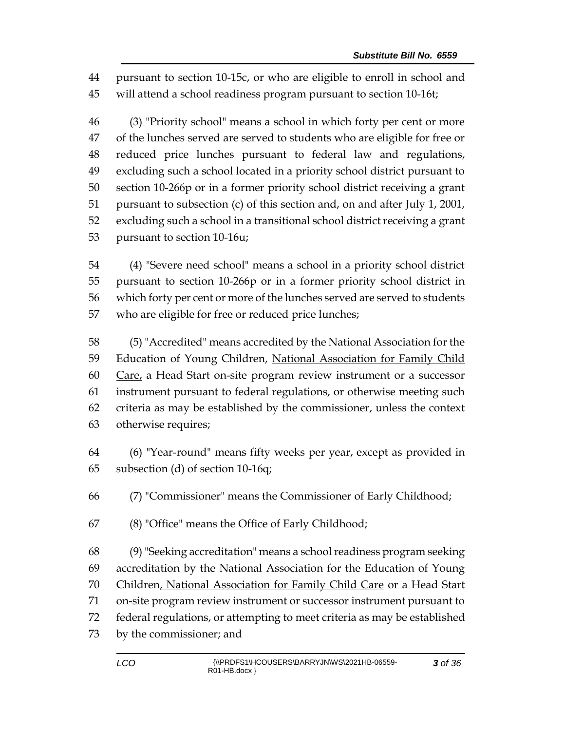44 pursuant to section 10-15c, or who are eligible to enroll in school and
45 will attend a school readiness program pursuant to section 10-16t;

46 (3) "Priority school" means a school in which forty per cent or more
47 of the lunches served are served to students who are eligible for free or
48 reduced price lunches pursuant to federal law and regulations,
49 excluding such a school located in a priority school district pursuant to
50 section 10-266p or in a former priority school district receiving a grant
51 pursuant to subsection (c) of this section and, on and after July 1, 2001,
52 excluding such a school in a transitional school district receiving a grant
53 pursuant to section 10-16u;

54 (4) "Severe need school" means a school in a priority school district
55 pursuant to section 10-266p or in a former priority school district in
56 which forty per cent or more of the lunches served are served to students
57 who are eligible for free or reduced price lunches;

58 (5) "Accredited" means accredited by the National Association for the
59 Education of Young Children, <u>National Association for Family Child</u>
60 <u>Care,</u> a Head Start on-site program review instrument or a successor
61 instrument pursuant to federal regulations, or otherwise meeting such
62 criteria as may be established by the commissioner, unless the context
63 otherwise requires;

64 (6) "Year-round" means fifty weeks per year, except as provided in
65 subsection (d) of section 10-16q;

66 (7) "Commissioner" means the Commissioner of Early Childhood;

67 (8) "Office" means the Office of Early Childhood;

68 (9) "Seeking accreditation" means a school readiness program seeking
69 accreditation by the National Association for the Education of Young
70 Children<u>, National Association for Family Child Care</u> or a Head Start
71 on-site program review instrument or successor instrument pursuant to
72 federal regulations, or attempting to meet criteria as may be established
73 by the commissioner; and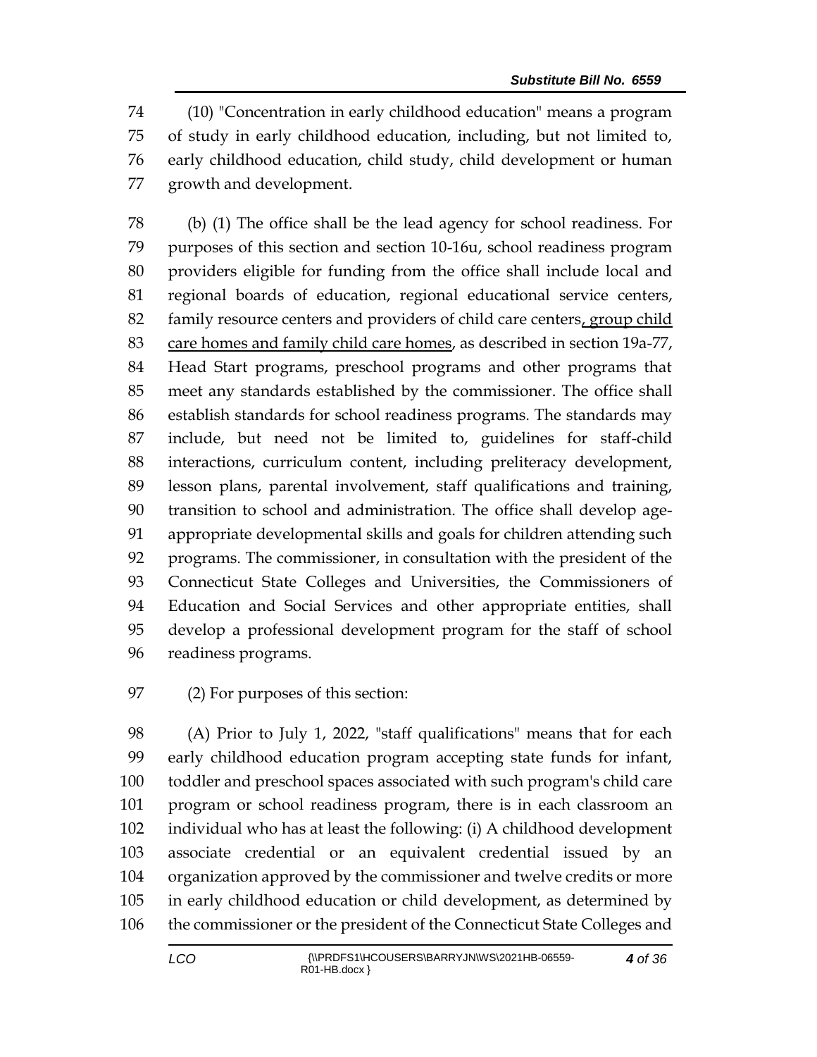(10) "Concentration in early childhood education" means a program of study in early childhood education, including, but not limited to, early childhood education, child study, child development or human growth and development.

(b) (1) The office shall be the lead agency for school readiness. For purposes of this section and section 10-16u, school readiness program providers eligible for funding from the office shall include local and regional boards of education, regional educational service centers, family resource centers and providers of child care centers<u>, group child care homes and family child care homes</u>, as described in section 19a-77, Head Start programs, preschool programs and other programs that meet any standards established by the commissioner. The office shall establish standards for school readiness programs. The standards may include, but need not be limited to, guidelines for staff-child interactions, curriculum content, including preliteracy development, lesson plans, parental involvement, staff qualifications and training, transition to school and administration. The office shall develop age-appropriate developmental skills and goals for children attending such programs. The commissioner, in consultation with the president of the Connecticut State Colleges and Universities, the Commissioners of Education and Social Services and other appropriate entities, shall develop a professional development program for the staff of school readiness programs.

(2) For purposes of this section:

(A) Prior to July 1, 2022, "staff qualifications" means that for each early childhood education program accepting state funds for infant, toddler and preschool spaces associated with such program's child care program or school readiness program, there is in each classroom an individual who has at least the following: (i) A childhood development associate credential or an equivalent credential issued by an organization approved by the commissioner and twelve credits or more in early childhood education or child development, as determined by the commissioner or the president of the Connecticut State Colleges and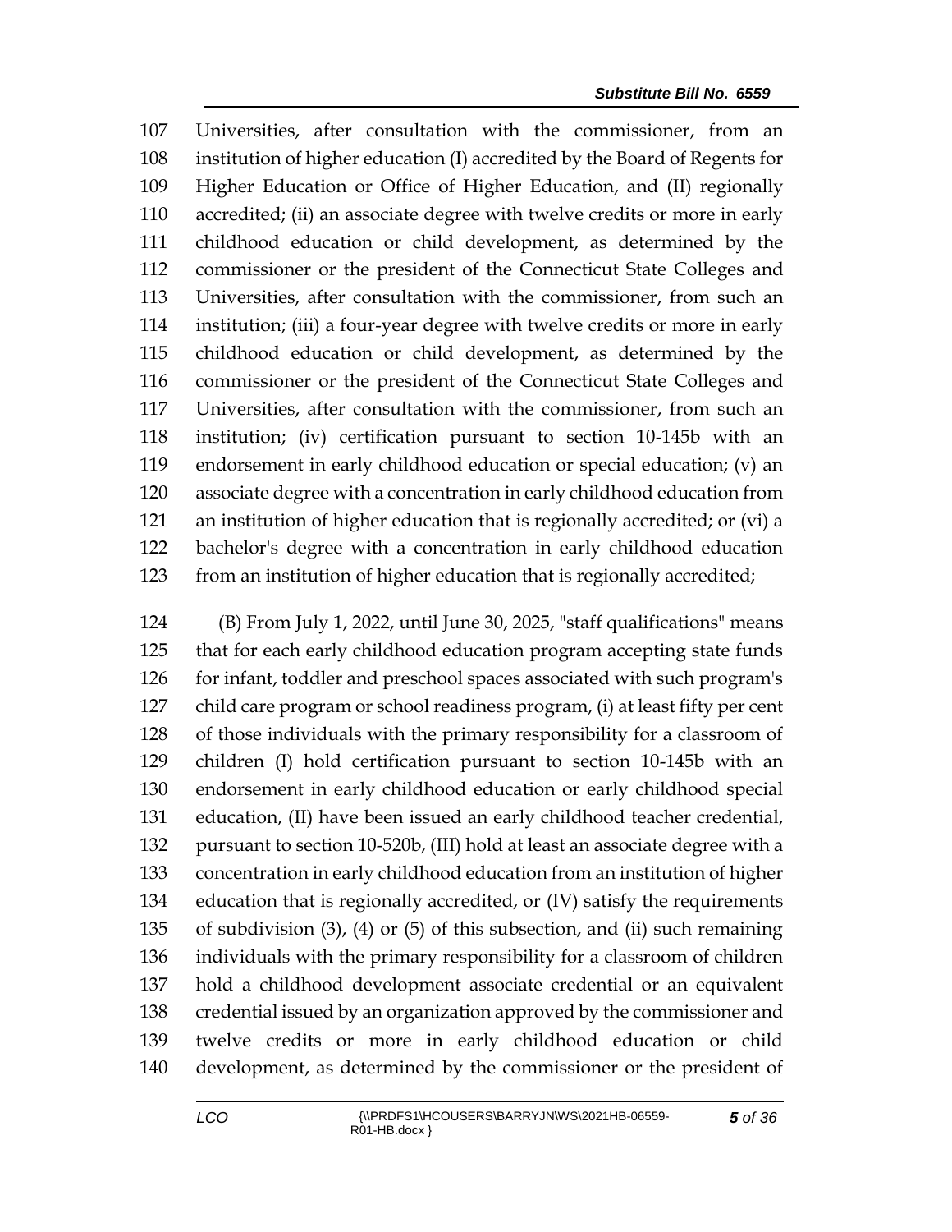Universities, after consultation with the commissioner, from an institution of higher education (I) accredited by the Board of Regents for Higher Education or Office of Higher Education, and (II) regionally accredited; (ii) an associate degree with twelve credits or more in early childhood education or child development, as determined by the commissioner or the president of the Connecticut State Colleges and Universities, after consultation with the commissioner, from such an institution; (iii) a four-year degree with twelve credits or more in early childhood education or child development, as determined by the commissioner or the president of the Connecticut State Colleges and Universities, after consultation with the commissioner, from such an institution; (iv) certification pursuant to section 10-145b with an endorsement in early childhood education or special education; (v) an associate degree with a concentration in early childhood education from an institution of higher education that is regionally accredited; or (vi) a bachelor's degree with a concentration in early childhood education from an institution of higher education that is regionally accredited;

(B) From July 1, 2022, until June 30, 2025, "staff qualifications" means that for each early childhood education program accepting state funds for infant, toddler and preschool spaces associated with such program's child care program or school readiness program, (i) at least fifty per cent of those individuals with the primary responsibility for a classroom of children (I) hold certification pursuant to section 10-145b with an endorsement in early childhood education or early childhood special education, (II) have been issued an early childhood teacher credential, pursuant to section 10-520b, (III) hold at least an associate degree with a concentration in early childhood education from an institution of higher education that is regionally accredited, or (IV) satisfy the requirements of subdivision (3), (4) or (5) of this subsection, and (ii) such remaining individuals with the primary responsibility for a classroom of children hold a childhood development associate credential or an equivalent credential issued by an organization approved by the commissioner and twelve credits or more in early childhood education or child development, as determined by the commissioner or the president of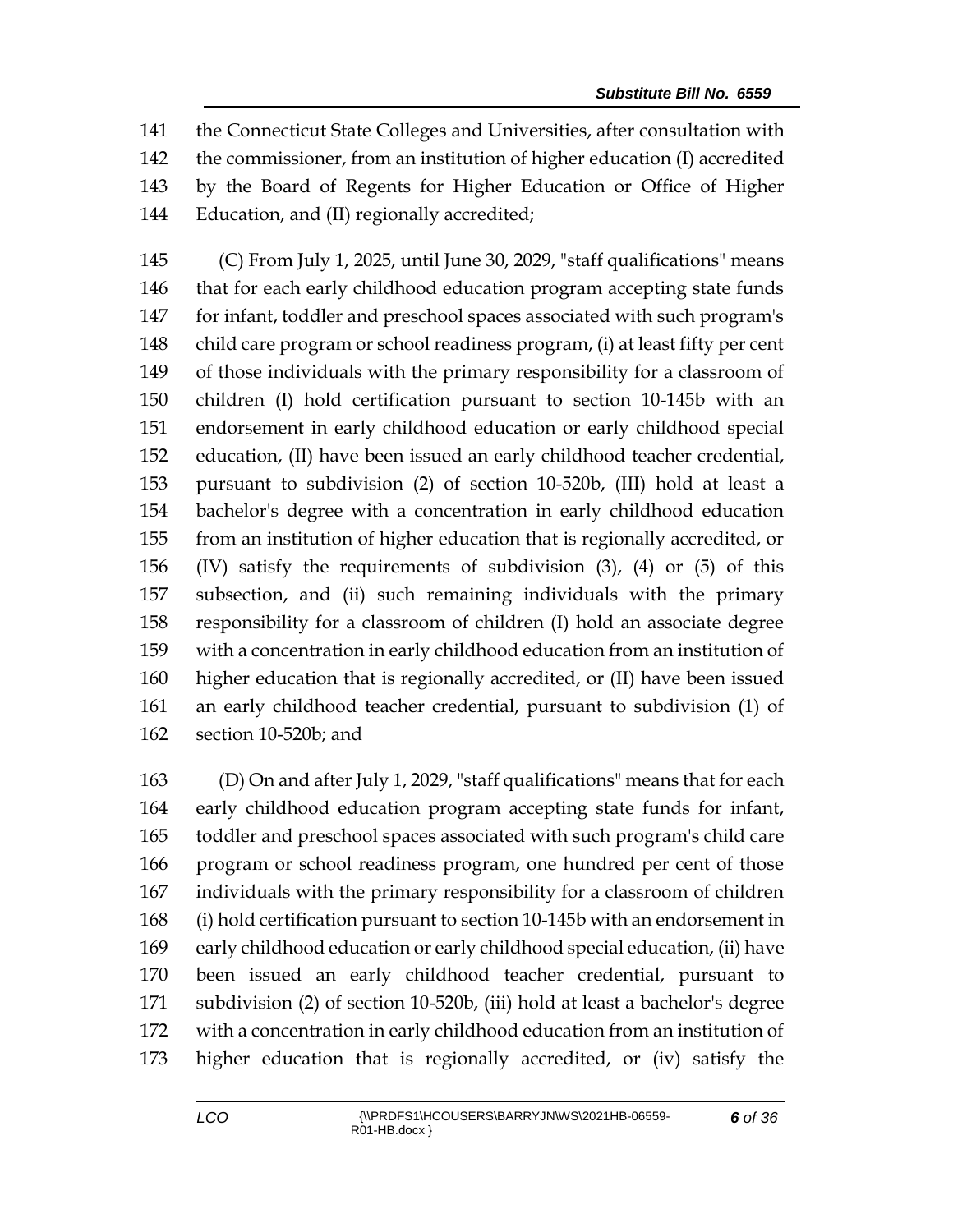141 the Connecticut State Colleges and Universities, after consultation with
142 the commissioner, from an institution of higher education (I) accredited
143 by the Board of Regents for Higher Education or Office of Higher
144 Education, and (II) regionally accredited;

145 (C) From July 1, 2025, until June 30, 2029, "staff qualifications" means
146 that for each early childhood education program accepting state funds
147 for infant, toddler and preschool spaces associated with such program's
148 child care program or school readiness program, (i) at least fifty per cent
149 of those individuals with the primary responsibility for a classroom of
150 children (I) hold certification pursuant to section 10-145b with an
151 endorsement in early childhood education or early childhood special
152 education, (II) have been issued an early childhood teacher credential,
153 pursuant to subdivision (2) of section 10-520b, (III) hold at least a
154 bachelor's degree with a concentration in early childhood education
155 from an institution of higher education that is regionally accredited, or
156 (IV) satisfy the requirements of subdivision (3), (4) or (5) of this
157 subsection, and (ii) such remaining individuals with the primary
158 responsibility for a classroom of children (I) hold an associate degree
159 with a concentration in early childhood education from an institution of
160 higher education that is regionally accredited, or (II) have been issued
161 an early childhood teacher credential, pursuant to subdivision (1) of
162 section 10-520b; and

163 (D) On and after July 1, 2029, "staff qualifications" means that for each
164 early childhood education program accepting state funds for infant,
165 toddler and preschool spaces associated with such program's child care
166 program or school readiness program, one hundred per cent of those
167 individuals with the primary responsibility for a classroom of children
168 (i) hold certification pursuant to section 10-145b with an endorsement in
169 early childhood education or early childhood special education, (ii) have
170 been issued an early childhood teacher credential, pursuant to
171 subdivision (2) of section 10-520b, (iii) hold at least a bachelor's degree
172 with a concentration in early childhood education from an institution of
173 higher education that is regionally accredited, or (iv) satisfy the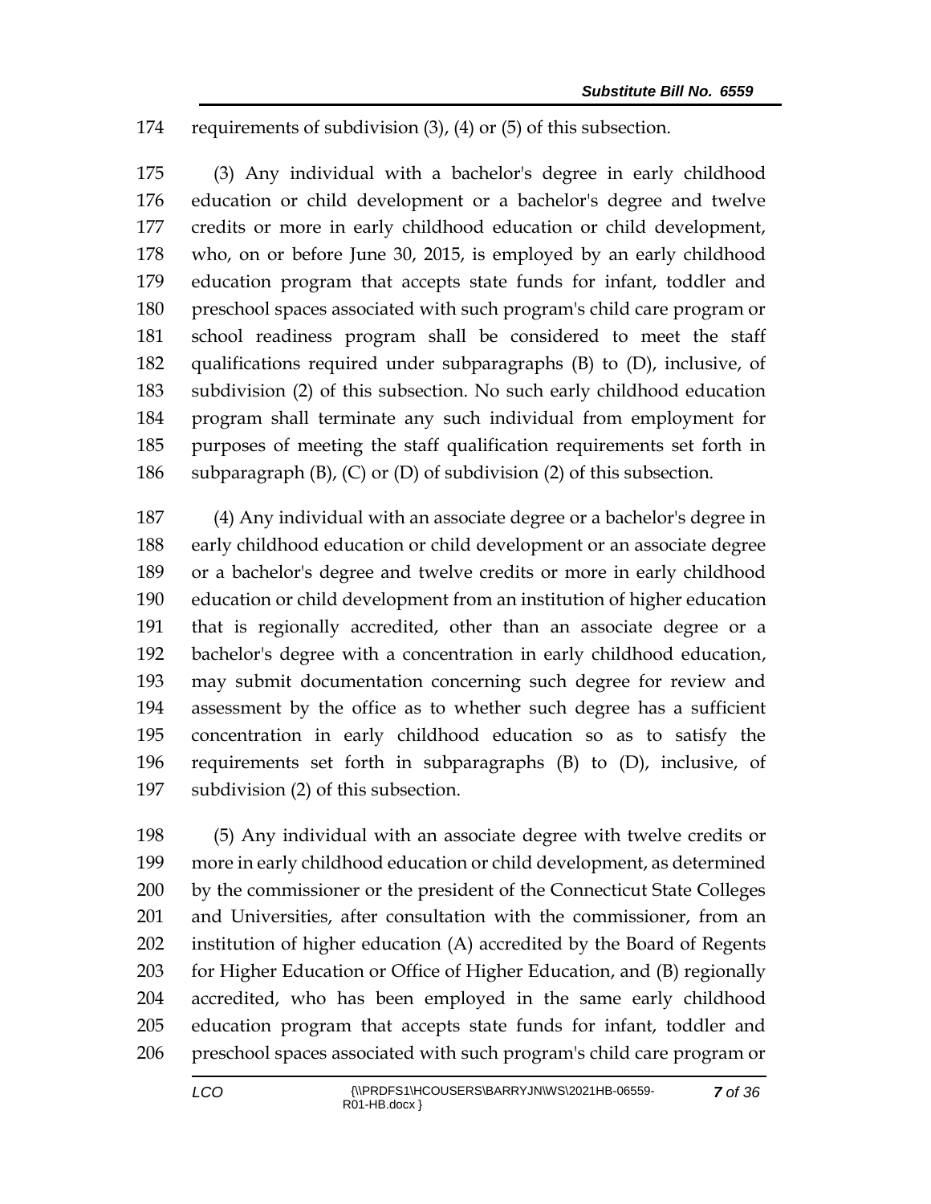requirements of subdivision (3), (4) or (5) of this subsection.

(3) Any individual with a bachelor's degree in early childhood education or child development or a bachelor's degree and twelve credits or more in early childhood education or child development, who, on or before June 30, 2015, is employed by an early childhood education program that accepts state funds for infant, toddler and preschool spaces associated with such program's child care program or school readiness program shall be considered to meet the staff qualifications required under subparagraphs (B) to (D), inclusive, of subdivision (2) of this subsection. No such early childhood education program shall terminate any such individual from employment for purposes of meeting the staff qualification requirements set forth in subparagraph (B), (C) or (D) of subdivision (2) of this subsection.

(4) Any individual with an associate degree or a bachelor's degree in early childhood education or child development or an associate degree or a bachelor's degree and twelve credits or more in early childhood education or child development from an institution of higher education that is regionally accredited, other than an associate degree or a bachelor's degree with a concentration in early childhood education, may submit documentation concerning such degree for review and assessment by the office as to whether such degree has a sufficient concentration in early childhood education so as to satisfy the requirements set forth in subparagraphs (B) to (D), inclusive, of subdivision (2) of this subsection.

(5) Any individual with an associate degree with twelve credits or more in early childhood education or child development, as determined by the commissioner or the president of the Connecticut State Colleges and Universities, after consultation with the commissioner, from an institution of higher education (A) accredited by the Board of Regents for Higher Education or Office of Higher Education, and (B) regionally accredited, who has been employed in the same early childhood education program that accepts state funds for infant, toddler and preschool spaces associated with such program's child care program or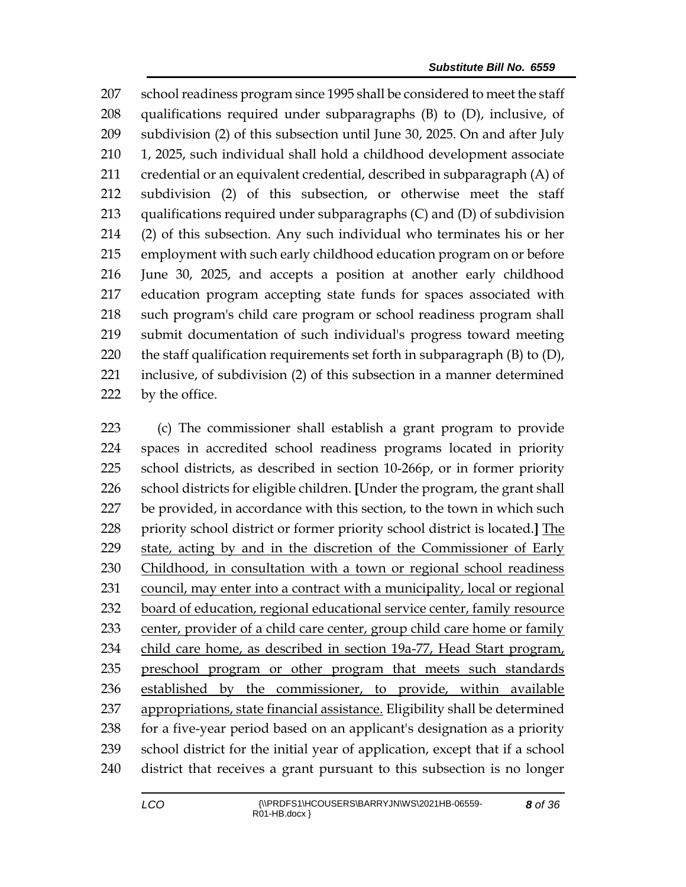school readiness program since 1995 shall be considered to meet the staff qualifications required under subparagraphs (B) to (D), inclusive, of subdivision (2) of this subsection until June 30, 2025. On and after July 1, 2025, such individual shall hold a childhood development associate credential or an equivalent credential, described in subparagraph (A) of subdivision (2) of this subsection, or otherwise meet the staff qualifications required under subparagraphs (C) and (D) of subdivision (2) of this subsection. Any such individual who terminates his or her employment with such early childhood education program on or before June 30, 2025, and accepts a position at another early childhood education program accepting state funds for spaces associated with such program's child care program or school readiness program shall submit documentation of such individual's progress toward meeting the staff qualification requirements set forth in subparagraph (B) to (D), inclusive, of subdivision (2) of this subsection in a manner determined by the office.

(c) The commissioner shall establish a grant program to provide spaces in accredited school readiness programs located in priority school districts, as described in section 10-266p, or in former priority school districts for eligible children. [Under the program, the grant shall be provided, in accordance with this section, to the town in which such priority school district or former priority school district is located.] <u>The state, acting by and in the discretion of the Commissioner of Early Childhood, in consultation with a town or regional school readiness council, may enter into a contract with a municipality, local or regional board of education, regional educational service center, family resource center, provider of a child care center, group child care home or family child care home, as described in section 19a-77, Head Start program, preschool program or other program that meets such standards established by the commissioner, to provide, within available appropriations, state financial assistance.</u> Eligibility shall be determined for a five-year period based on an applicant's designation as a priority school district for the initial year of application, except that if a school district that receives a grant pursuant to this subsection is no longer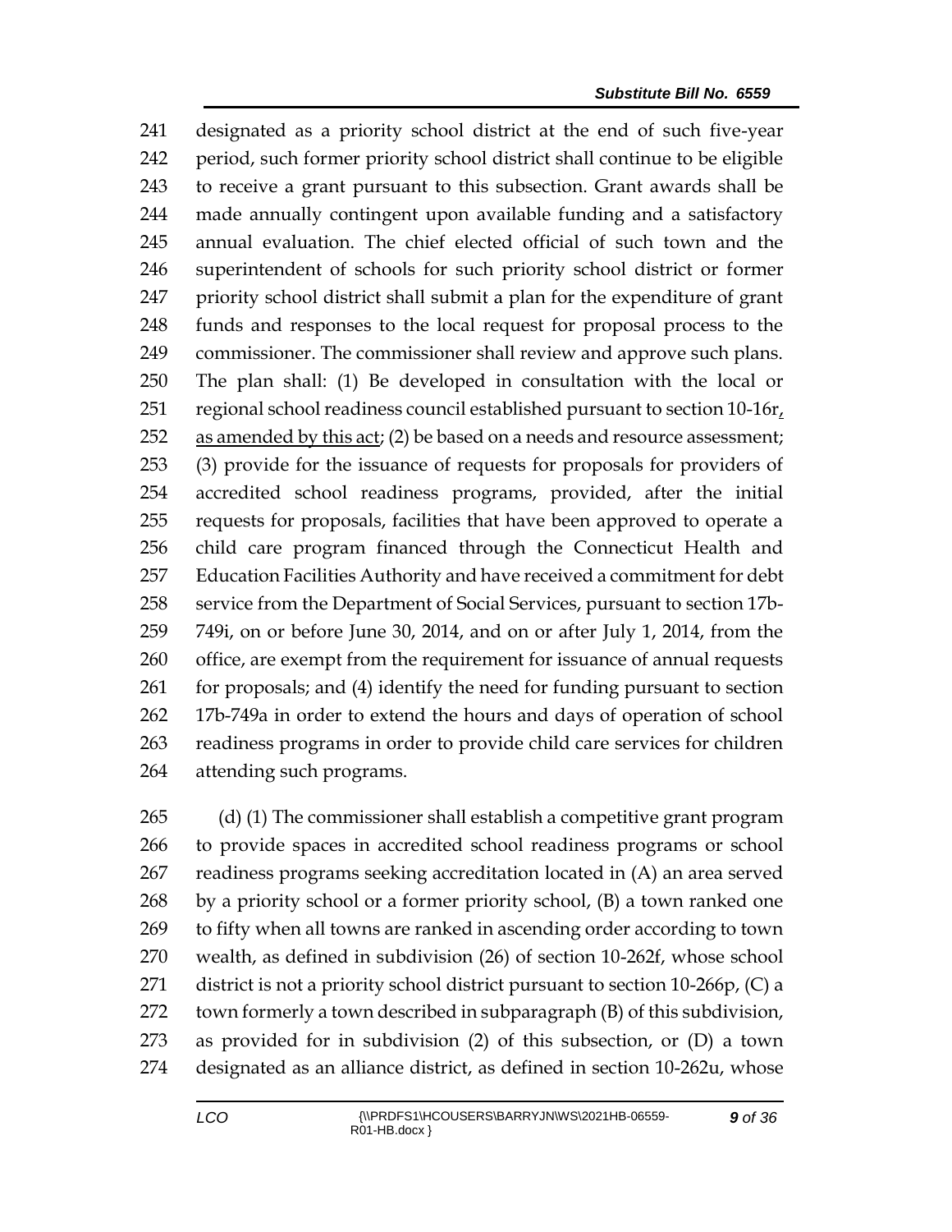designated as a priority school district at the end of such five-year period, such former priority school district shall continue to be eligible to receive a grant pursuant to this subsection. Grant awards shall be made annually contingent upon available funding and a satisfactory annual evaluation. The chief elected official of such town and the superintendent of schools for such priority school district or former priority school district shall submit a plan for the expenditure of grant funds and responses to the local request for proposal process to the commissioner. The commissioner shall review and approve such plans. The plan shall: (1) Be developed in consultation with the local or regional school readiness council established pursuant to section 10-16r, as amended by this act; (2) be based on a needs and resource assessment; (3) provide for the issuance of requests for proposals for providers of accredited school readiness programs, provided, after the initial requests for proposals, facilities that have been approved to operate a child care program financed through the Connecticut Health and Education Facilities Authority and have received a commitment for debt service from the Department of Social Services, pursuant to section 17b-749i, on or before June 30, 2014, and on or after July 1, 2014, from the office, are exempt from the requirement for issuance of annual requests for proposals; and (4) identify the need for funding pursuant to section 17b-749a in order to extend the hours and days of operation of school readiness programs in order to provide child care services for children attending such programs.

(d) (1) The commissioner shall establish a competitive grant program to provide spaces in accredited school readiness programs or school readiness programs seeking accreditation located in (A) an area served by a priority school or a former priority school, (B) a town ranked one to fifty when all towns are ranked in ascending order according to town wealth, as defined in subdivision (26) of section 10-262f, whose school district is not a priority school district pursuant to section 10-266p, (C) a town formerly a town described in subparagraph (B) of this subdivision, as provided for in subdivision (2) of this subsection, or (D) a town designated as an alliance district, as defined in section 10-262u, whose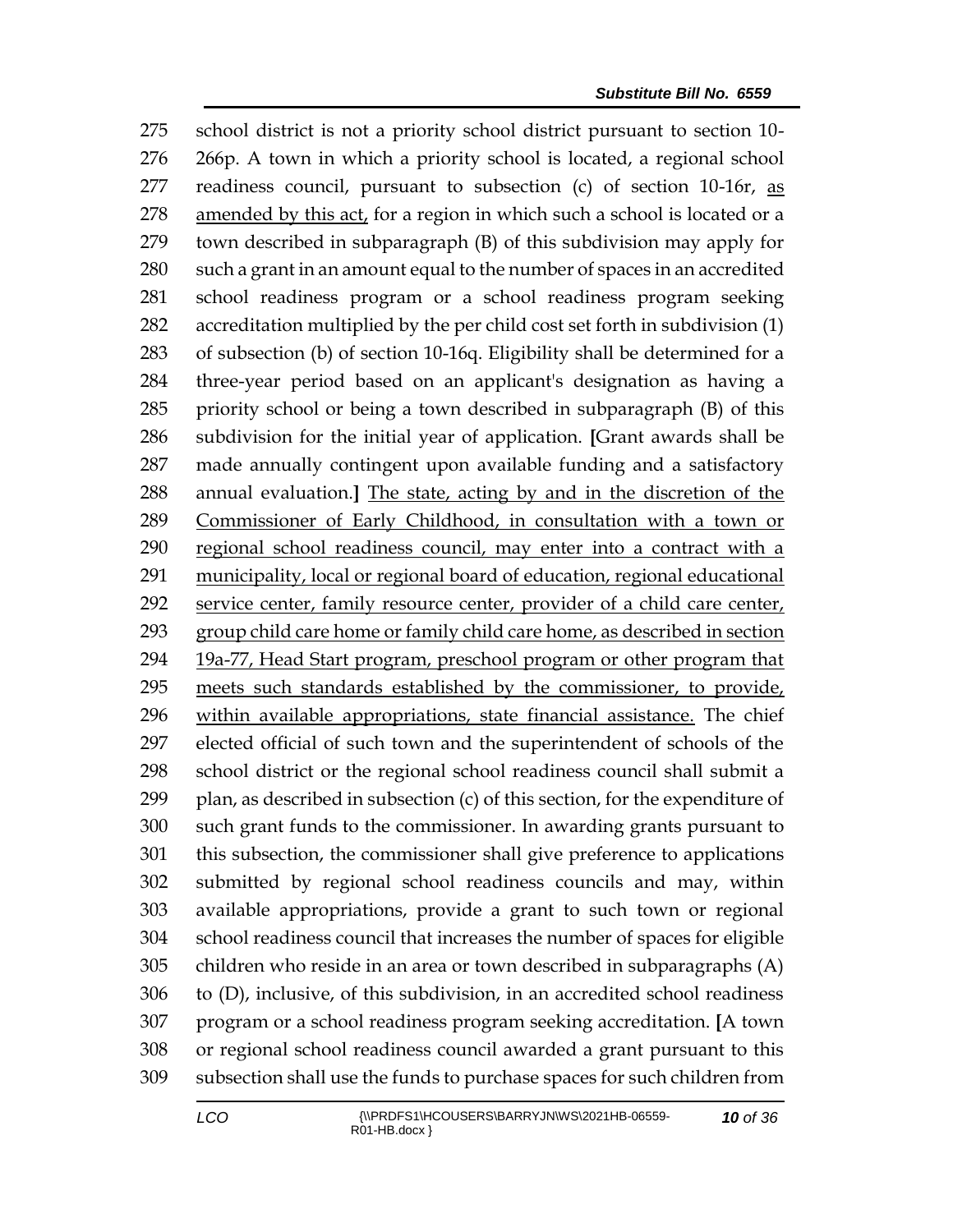school district is not a priority school district pursuant to section 10-266p. A town in which a priority school is located, a regional school readiness council, pursuant to subsection (c) of section 10-16r, <u>as amended by this act,</u> for a region in which such a school is located or a town described in subparagraph (B) of this subdivision may apply for such a grant in an amount equal to the number of spaces in an accredited school readiness program or a school readiness program seeking accreditation multiplied by the per child cost set forth in subdivision (1) of subsection (b) of section 10-16q. Eligibility shall be determined for a three-year period based on an applicant's designation as having a priority school or being a town described in subparagraph (B) of this subdivision for the initial year of application. **[**Grant awards shall be made annually contingent upon available funding and a satisfactory annual evaluation.**]** <u>The state, acting by and in the discretion of the Commissioner of Early Childhood, in consultation with a town or regional school readiness council, may enter into a contract with a municipality, local or regional board of education, regional educational service center, family resource center, provider of a child care center, group child care home or family child care home, as described in section 19a-77, Head Start program, preschool program or other program that meets such standards established by the commissioner, to provide, within available appropriations, state financial assistance.</u> The chief elected official of such town and the superintendent of schools of the school district or the regional school readiness council shall submit a plan, as described in subsection (c) of this section, for the expenditure of such grant funds to the commissioner. In awarding grants pursuant to this subsection, the commissioner shall give preference to applications submitted by regional school readiness councils and may, within available appropriations, provide a grant to such town or regional school readiness council that increases the number of spaces for eligible children who reside in an area or town described in subparagraphs (A) to (D), inclusive, of this subdivision, in an accredited school readiness program or a school readiness program seeking accreditation. **[**A town or regional school readiness council awarded a grant pursuant to this subsection shall use the funds to purchase spaces for such children from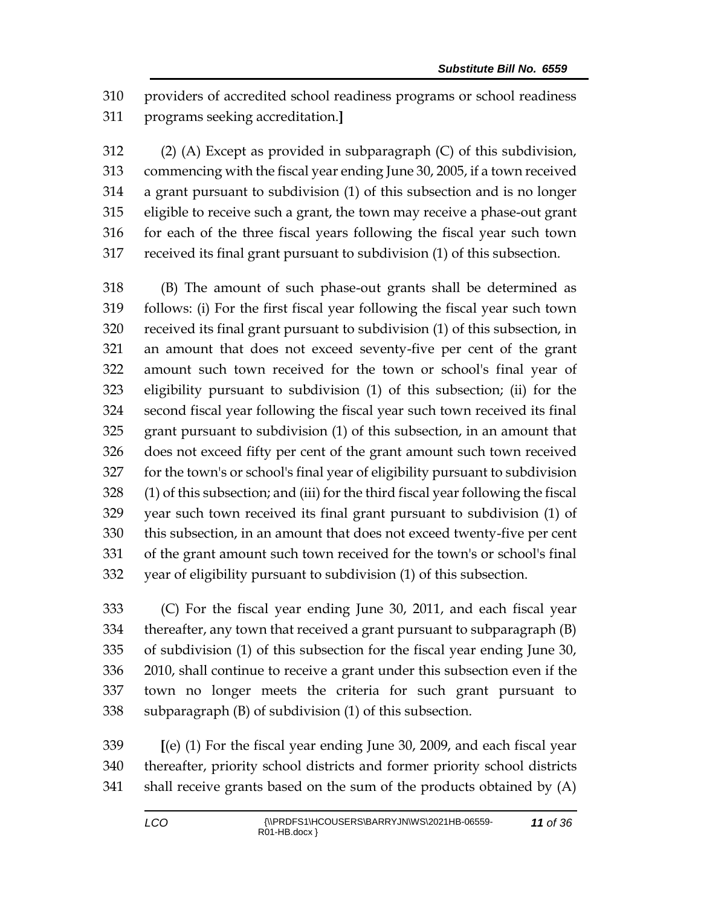310 providers of accredited school readiness programs or school readiness
311 programs seeking accreditation.**]**

312 (2) (A) Except as provided in subparagraph (C) of this subdivision,
313 commencing with the fiscal year ending June 30, 2005, if a town received
314 a grant pursuant to subdivision (1) of this subsection and is no longer
315 eligible to receive such a grant, the town may receive a phase-out grant
316 for each of the three fiscal years following the fiscal year such town
317 received its final grant pursuant to subdivision (1) of this subsection.

318 (B) The amount of such phase-out grants shall be determined as
319 follows: (i) For the first fiscal year following the fiscal year such town
320 received its final grant pursuant to subdivision (1) of this subsection, in
321 an amount that does not exceed seventy-five per cent of the grant
322 amount such town received for the town or school's final year of
323 eligibility pursuant to subdivision (1) of this subsection; (ii) for the
324 second fiscal year following the fiscal year such town received its final
325 grant pursuant to subdivision (1) of this subsection, in an amount that
326 does not exceed fifty per cent of the grant amount such town received
327 for the town's or school's final year of eligibility pursuant to subdivision
328 (1) of this subsection; and (iii) for the third fiscal year following the fiscal
329 year such town received its final grant pursuant to subdivision (1) of
330 this subsection, in an amount that does not exceed twenty-five per cent
331 of the grant amount such town received for the town's or school's final
332 year of eligibility pursuant to subdivision (1) of this subsection.

333 (C) For the fiscal year ending June 30, 2011, and each fiscal year
334 thereafter, any town that received a grant pursuant to subparagraph (B)
335 of subdivision (1) of this subsection for the fiscal year ending June 30,
336 2010, shall continue to receive a grant under this subsection even if the
337 town no longer meets the criteria for such grant pursuant to
338 subparagraph (B) of subdivision (1) of this subsection.

339 **[**(e) (1) For the fiscal year ending June 30, 2009, and each fiscal year
340 thereafter, priority school districts and former priority school districts
341 shall receive grants based on the sum of the products obtained by (A)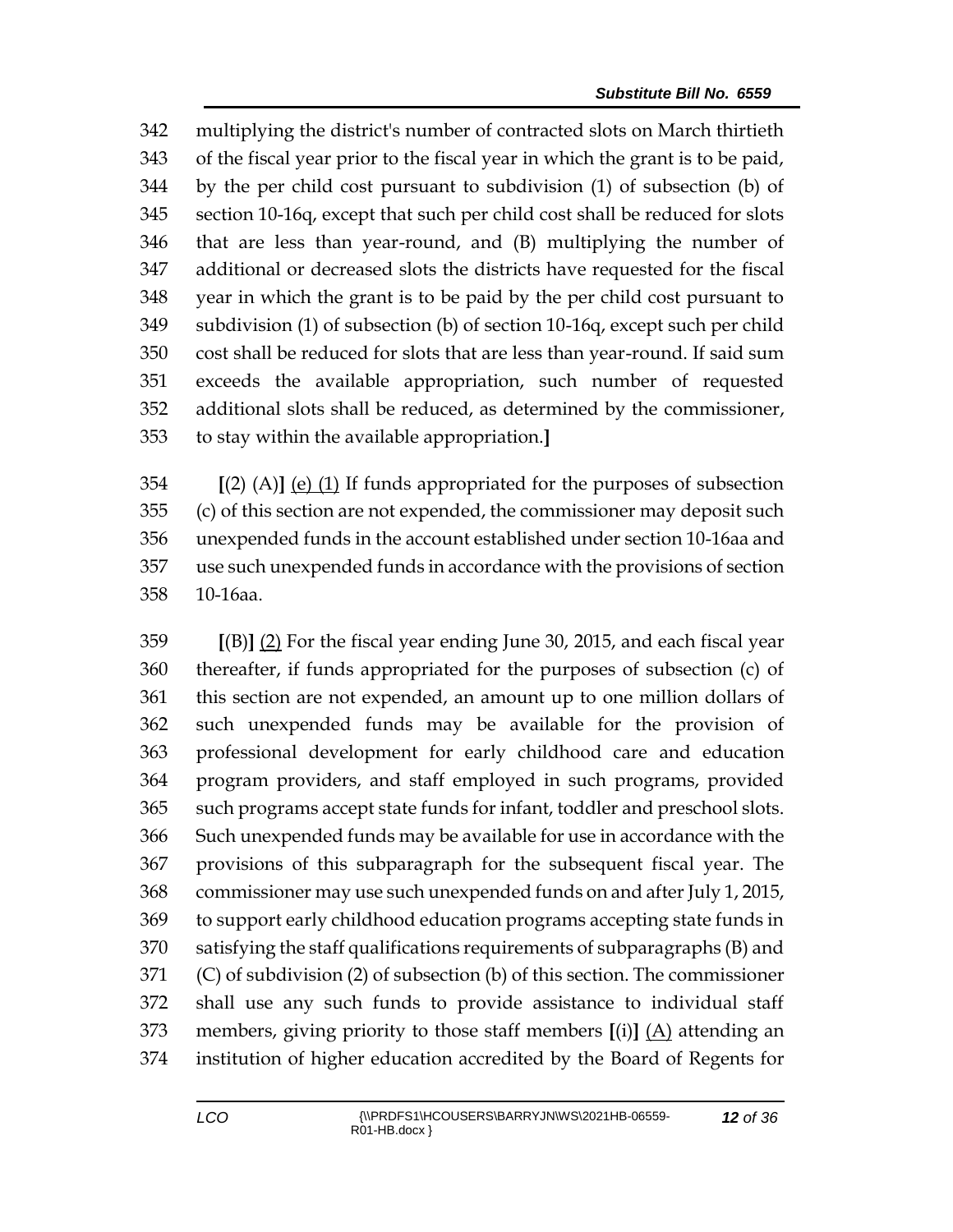342 multiplying the district's number of contracted slots on March thirtieth
343 of the fiscal year prior to the fiscal year in which the grant is to be paid,
344 by the per child cost pursuant to subdivision (1) of subsection (b) of
345 section 10-16q, except that such per child cost shall be reduced for slots
346 that are less than year-round, and (B) multiplying the number of
347 additional or decreased slots the districts have requested for the fiscal
348 year in which the grant is to be paid by the per child cost pursuant to
349 subdivision (1) of subsection (b) of section 10-16q, except such per child
350 cost shall be reduced for slots that are less than year-round. If said sum
351 exceeds the available appropriation, such number of requested
352 additional slots shall be reduced, as determined by the commissioner,
353 to stay within the available appropriation.**]**

354 **[**(2) (A)**]** <u>(e) (1)</u> If funds appropriated for the purposes of subsection
355 (c) of this section are not expended, the commissioner may deposit such
356 unexpended funds in the account established under section 10-16aa and
357 use such unexpended funds in accordance with the provisions of section
358 10-16aa.

359 **[**(B)**]** <u>(2)</u> For the fiscal year ending June 30, 2015, and each fiscal year
360 thereafter, if funds appropriated for the purposes of subsection (c) of
361 this section are not expended, an amount up to one million dollars of
362 such unexpended funds may be available for the provision of
363 professional development for early childhood care and education
364 program providers, and staff employed in such programs, provided
365 such programs accept state funds for infant, toddler and preschool slots.
366 Such unexpended funds may be available for use in accordance with the
367 provisions of this subparagraph for the subsequent fiscal year. The
368 commissioner may use such unexpended funds on and after July 1, 2015,
369 to support early childhood education programs accepting state funds in
370 satisfying the staff qualifications requirements of subparagraphs (B) and
371 (C) of subdivision (2) of subsection (b) of this section. The commissioner
372 shall use any such funds to provide assistance to individual staff
373 members, giving priority to those staff members **[**(i)**]** <u>(A)</u> attending an
374 institution of higher education accredited by the Board of Regents for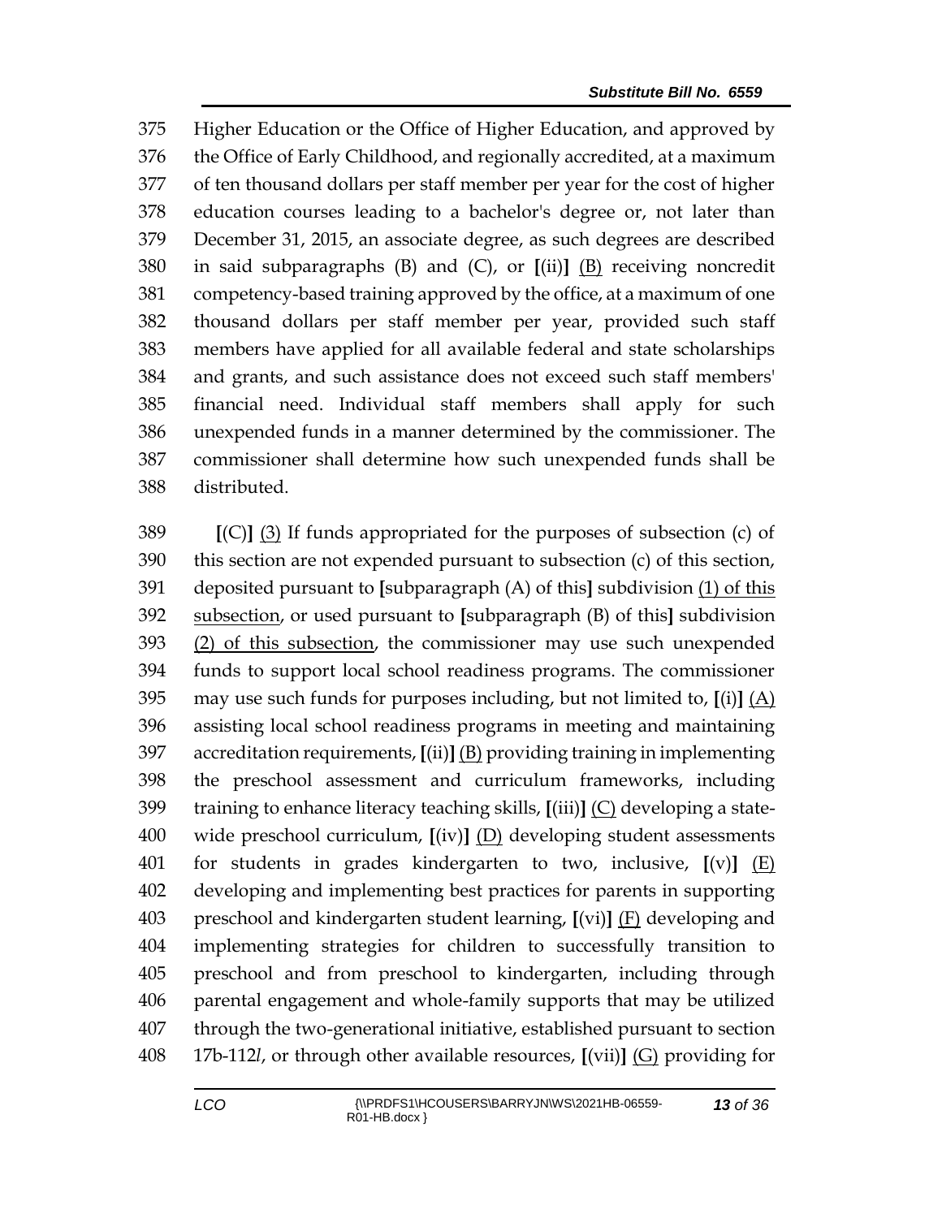Higher Education or the Office of Higher Education, and approved by the Office of Early Childhood, and regionally accredited, at a maximum of ten thousand dollars per staff member per year for the cost of higher education courses leading to a bachelor's degree or, not later than December 31, 2015, an associate degree, as such degrees are described in said subparagraphs (B) and (C), or **[**(ii)**]** (B) receiving noncredit competency-based training approved by the office, at a maximum of one thousand dollars per staff member per year, provided such staff members have applied for all available federal and state scholarships and grants, and such assistance does not exceed such staff members' financial need. Individual staff members shall apply for such unexpended funds in a manner determined by the commissioner. The commissioner shall determine how such unexpended funds shall be distributed.

**[**(C)**]** (3) If funds appropriated for the purposes of subsection (c) of this section are not expended pursuant to subsection (c) of this section, deposited pursuant to **[**subparagraph (A) of this**]** subdivision (1) of this subsection, or used pursuant to **[**subparagraph (B) of this**]** subdivision (2) of this subsection, the commissioner may use such unexpended funds to support local school readiness programs. The commissioner may use such funds for purposes including, but not limited to, **[**(i)**]** (A) assisting local school readiness programs in meeting and maintaining accreditation requirements, **[**(ii)**]** (B) providing training in implementing the preschool assessment and curriculum frameworks, including training to enhance literacy teaching skills, **[**(iii)**]** (C) developing a state-wide preschool curriculum, **[**(iv)**]** (D) developing student assessments for students in grades kindergarten to two, inclusive, **[**(v)**]** (E) developing and implementing best practices for parents in supporting preschool and kindergarten student learning, **[**(vi)**]** (F) developing and implementing strategies for children to successfully transition to preschool and from preschool to kindergarten, including through parental engagement and whole-family supports that may be utilized through the two-generational initiative, established pursuant to section 17b-112*l*, or through other available resources, **[**(vii)**]** (G) providing for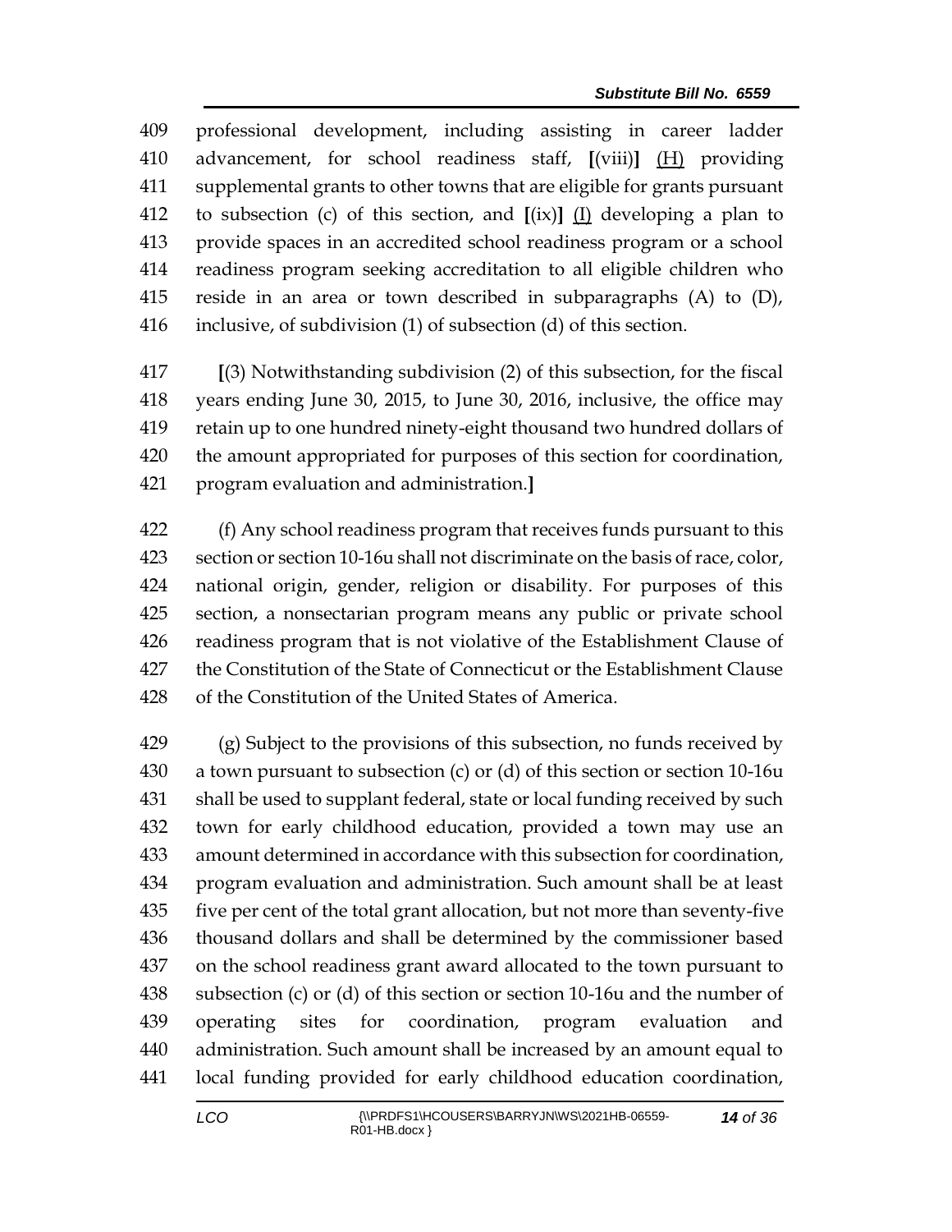409 professional development, including assisting in career ladder
410 advancement, for school readiness staff, [(viii)] (H) providing
411 supplemental grants to other towns that are eligible for grants pursuant
412 to subsection (c) of this section, and [(ix)] (I) developing a plan to
413 provide spaces in an accredited school readiness program or a school
414 readiness program seeking accreditation to all eligible children who
415 reside in an area or town described in subparagraphs (A) to (D),
416 inclusive, of subdivision (1) of subsection (d) of this section.

417 [(3) Notwithstanding subdivision (2) of this subsection, for the fiscal
418 years ending June 30, 2015, to June 30, 2016, inclusive, the office may
419 retain up to one hundred ninety-eight thousand two hundred dollars of
420 the amount appropriated for purposes of this section for coordination,
421 program evaluation and administration.]

422 (f) Any school readiness program that receives funds pursuant to this
423 section or section 10-16u shall not discriminate on the basis of race, color,
424 national origin, gender, religion or disability. For purposes of this
425 section, a nonsectarian program means any public or private school
426 readiness program that is not violative of the Establishment Clause of
427 the Constitution of the State of Connecticut or the Establishment Clause
428 of the Constitution of the United States of America.

429 (g) Subject to the provisions of this subsection, no funds received by
430 a town pursuant to subsection (c) or (d) of this section or section 10-16u
431 shall be used to supplant federal, state or local funding received by such
432 town for early childhood education, provided a town may use an
433 amount determined in accordance with this subsection for coordination,
434 program evaluation and administration. Such amount shall be at least
435 five per cent of the total grant allocation, but not more than seventy-five
436 thousand dollars and shall be determined by the commissioner based
437 on the school readiness grant award allocated to the town pursuant to
438 subsection (c) or (d) of this section or section 10-16u and the number of
439 operating sites for coordination, program evaluation and
440 administration. Such amount shall be increased by an amount equal to
441 local funding provided for early childhood education coordination,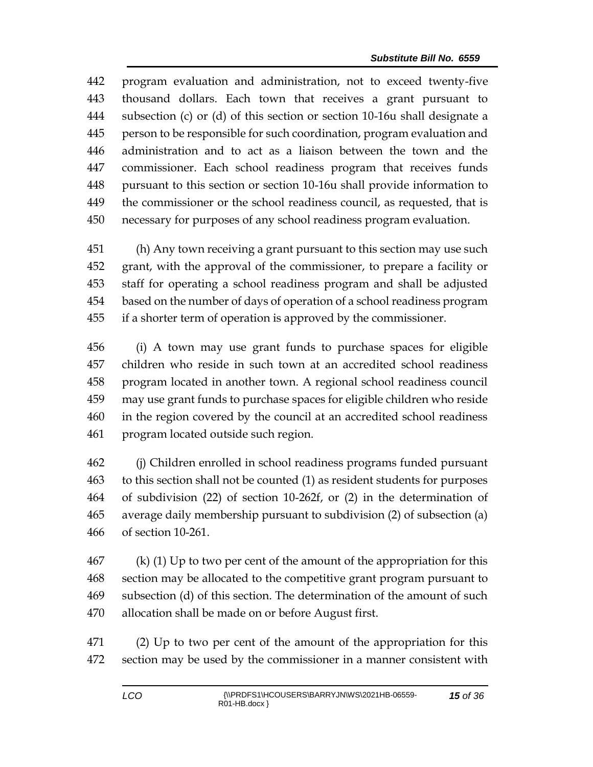program evaluation and administration, not to exceed twenty-five thousand dollars. Each town that receives a grant pursuant to subsection (c) or (d) of this section or section 10-16u shall designate a person to be responsible for such coordination, program evaluation and administration and to act as a liaison between the town and the commissioner. Each school readiness program that receives funds pursuant to this section or section 10-16u shall provide information to the commissioner or the school readiness council, as requested, that is necessary for purposes of any school readiness program evaluation.

(h) Any town receiving a grant pursuant to this section may use such grant, with the approval of the commissioner, to prepare a facility or staff for operating a school readiness program and shall be adjusted based on the number of days of operation of a school readiness program if a shorter term of operation is approved by the commissioner.

(i) A town may use grant funds to purchase spaces for eligible children who reside in such town at an accredited school readiness program located in another town. A regional school readiness council may use grant funds to purchase spaces for eligible children who reside in the region covered by the council at an accredited school readiness program located outside such region.

(j) Children enrolled in school readiness programs funded pursuant to this section shall not be counted (1) as resident students for purposes of subdivision (22) of section 10-262f, or (2) in the determination of average daily membership pursuant to subdivision (2) of subsection (a) of section 10-261.

(k) (1) Up to two per cent of the amount of the appropriation for this section may be allocated to the competitive grant program pursuant to subsection (d) of this section. The determination of the amount of such allocation shall be made on or before August first.

(2) Up to two per cent of the amount of the appropriation for this section may be used by the commissioner in a manner consistent with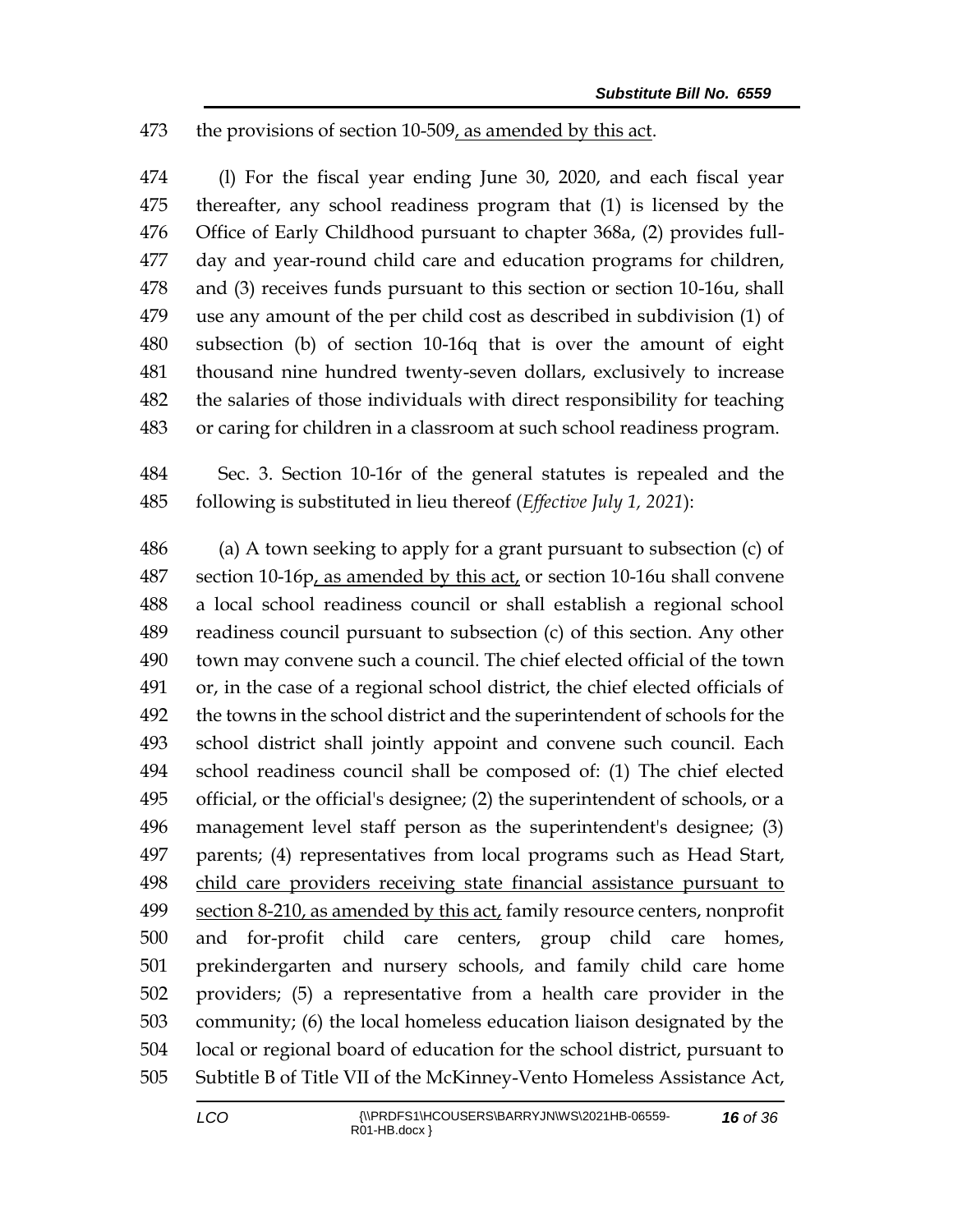the provisions of section 10-509, as amended by this act.

(l) For the fiscal year ending June 30, 2020, and each fiscal year thereafter, any school readiness program that (1) is licensed by the Office of Early Childhood pursuant to chapter 368a, (2) provides full-day and year-round child care and education programs for children, and (3) receives funds pursuant to this section or section 10-16u, shall use any amount of the per child cost as described in subdivision (1) of subsection (b) of section 10-16q that is over the amount of eight thousand nine hundred twenty-seven dollars, exclusively to increase the salaries of those individuals with direct responsibility for teaching or caring for children in a classroom at such school readiness program.

Sec. 3. Section 10-16r of the general statutes is repealed and the following is substituted in lieu thereof (*Effective July 1, 2021*):

(a) A town seeking to apply for a grant pursuant to subsection (c) of section 10-16p, as amended by this act, or section 10-16u shall convene a local school readiness council or shall establish a regional school readiness council pursuant to subsection (c) of this section. Any other town may convene such a council. The chief elected official of the town or, in the case of a regional school district, the chief elected officials of the towns in the school district and the superintendent of schools for the school district shall jointly appoint and convene such council. Each school readiness council shall be composed of: (1) The chief elected official, or the official's designee; (2) the superintendent of schools, or a management level staff person as the superintendent's designee; (3) parents; (4) representatives from local programs such as Head Start, child care providers receiving state financial assistance pursuant to section 8-210, as amended by this act, family resource centers, nonprofit and for-profit child care centers, group child care homes, prekindergarten and nursery schools, and family child care home providers; (5) a representative from a health care provider in the community; (6) the local homeless education liaison designated by the local or regional board of education for the school district, pursuant to Subtitle B of Title VII of the McKinney-Vento Homeless Assistance Act,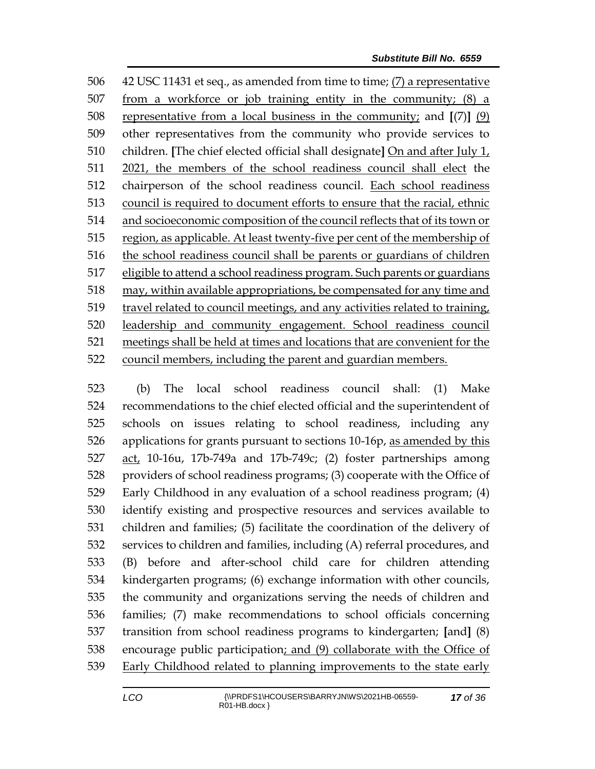506 42 USC 11431 et seq., as amended from time to time; <u>(7) a representative</u>
507 <u>from a workforce or job training entity in the community; (8) a</u>
508 <u>representative from a local business in the community;</u> and **[**(7)**]** <u>(9)</u>
509 other representatives from the community who provide services to
510 children. **[**The chief elected official shall designate**]** <u>On and after July 1,</u>
511 <u>2021, the members of the school readiness council shall elect</u> the
512 chairperson of the school readiness council. <u>Each school readiness</u>
513 <u>council is required to document efforts to ensure that the racial, ethnic</u>
514 <u>and socioeconomic composition of the council reflects that of its town or</u>
515 <u>region, as applicable. At least twenty-five per cent of the membership of</u>
516 <u>the school readiness council shall be parents or guardians of children</u>
517 <u>eligible to attend a school readiness program. Such parents or guardians</u>
518 <u>may, within available appropriations, be compensated for any time and</u>
519 <u>travel related to council meetings, and any activities related to training,</u>
520 <u>leadership and community engagement. School readiness council</u>
521 <u>meetings shall be held at times and locations that are convenient for the</u>
522 <u>council members, including the parent and guardian members.</u>

523 (b) The local school readiness council shall: (1) Make
524 recommendations to the chief elected official and the superintendent of
525 schools on issues relating to school readiness, including any
526 applications for grants pursuant to sections 10-16p, <u>as amended by this</u>
527 <u>act,</u> 10-16u, 17b-749a and 17b-749c; (2) foster partnerships among
528 providers of school readiness programs; (3) cooperate with the Office of
529 Early Childhood in any evaluation of a school readiness program; (4)
530 identify existing and prospective resources and services available to
531 children and families; (5) facilitate the coordination of the delivery of
532 services to children and families, including (A) referral procedures, and
533 (B) before and after-school child care for children attending
534 kindergarten programs; (6) exchange information with other councils,
535 the community and organizations serving the needs of children and
536 families; (7) make recommendations to school officials concerning
537 transition from school readiness programs to kindergarten; **[**and**]** (8)
538 encourage public participation<u>; and (9) collaborate with the Office of</u>
539 <u>Early Childhood related to planning improvements to the state early</u>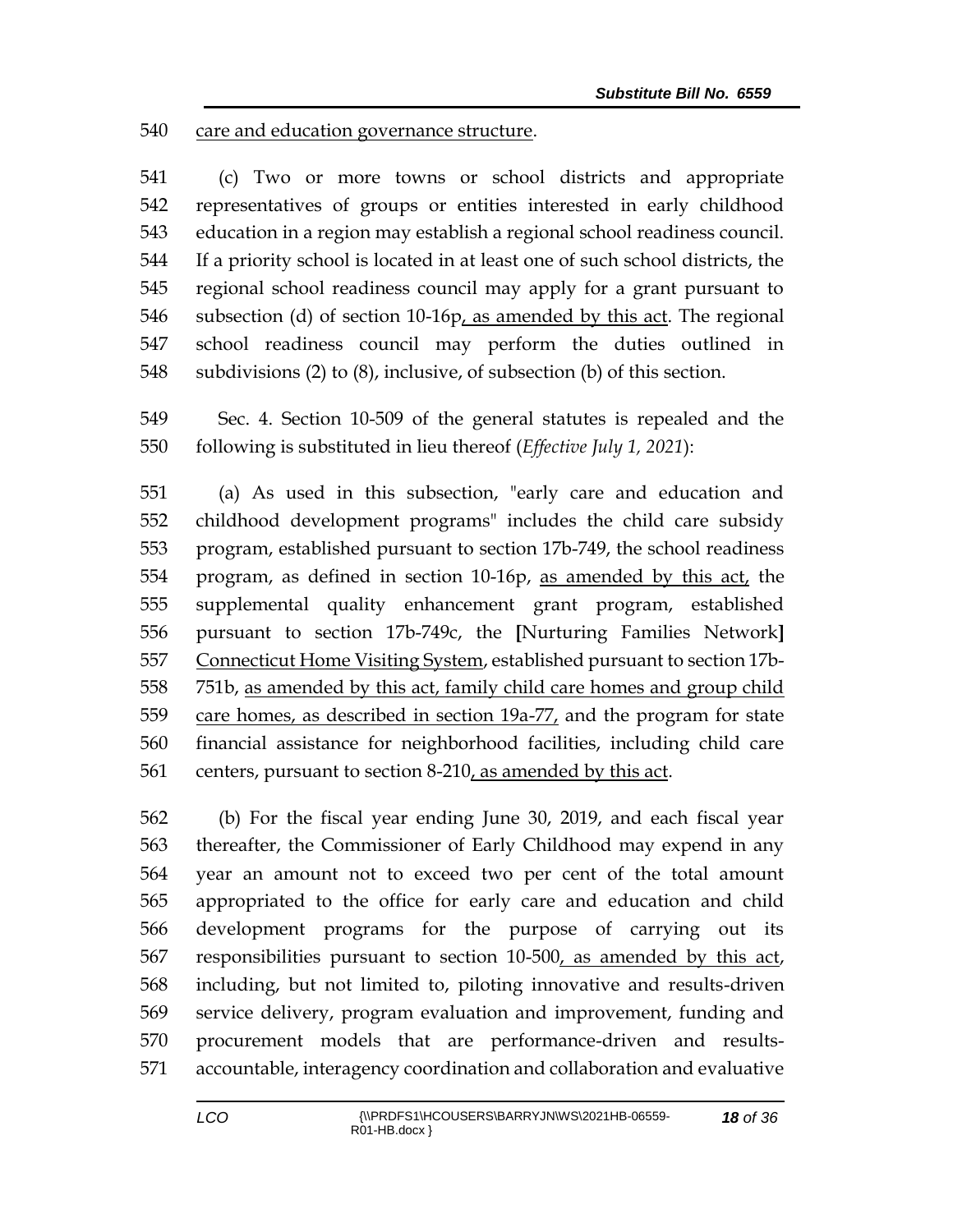540 care and education governance structure.

541 (c) Two or more towns or school districts and appropriate
542 representatives of groups or entities interested in early childhood
543 education in a region may establish a regional school readiness council.
544 If a priority school is located in at least one of such school districts, the
545 regional school readiness council may apply for a grant pursuant to
546 subsection (d) of section 10-16p, as amended by this act. The regional
547 school readiness council may perform the duties outlined in
548 subdivisions (2) to (8), inclusive, of subsection (b) of this section.

549 Sec. 4. Section 10-509 of the general statutes is repealed and the
550 following is substituted in lieu thereof (*Effective July 1, 2021*):

551 (a) As used in this subsection, "early care and education and
552 childhood development programs" includes the child care subsidy
553 program, established pursuant to section 17b-749, the school readiness
554 program, as defined in section 10-16p, as amended by this act, the
555 supplemental quality enhancement grant program, established
556 pursuant to section 17b-749c, the [Nurturing Families Network]
557 Connecticut Home Visiting System, established pursuant to section 17b-
558 751b, as amended by this act, family child care homes and group child
559 care homes, as described in section 19a-77, and the program for state
560 financial assistance for neighborhood facilities, including child care
561 centers, pursuant to section 8-210, as amended by this act.

562 (b) For the fiscal year ending June 30, 2019, and each fiscal year
563 thereafter, the Commissioner of Early Childhood may expend in any
564 year an amount not to exceed two per cent of the total amount
565 appropriated to the office for early care and education and child
566 development programs for the purpose of carrying out its
567 responsibilities pursuant to section 10-500, as amended by this act,
568 including, but not limited to, piloting innovative and results-driven
569 service delivery, program evaluation and improvement, funding and
570 procurement models that are performance-driven and results-
571 accountable, interagency coordination and collaboration and evaluative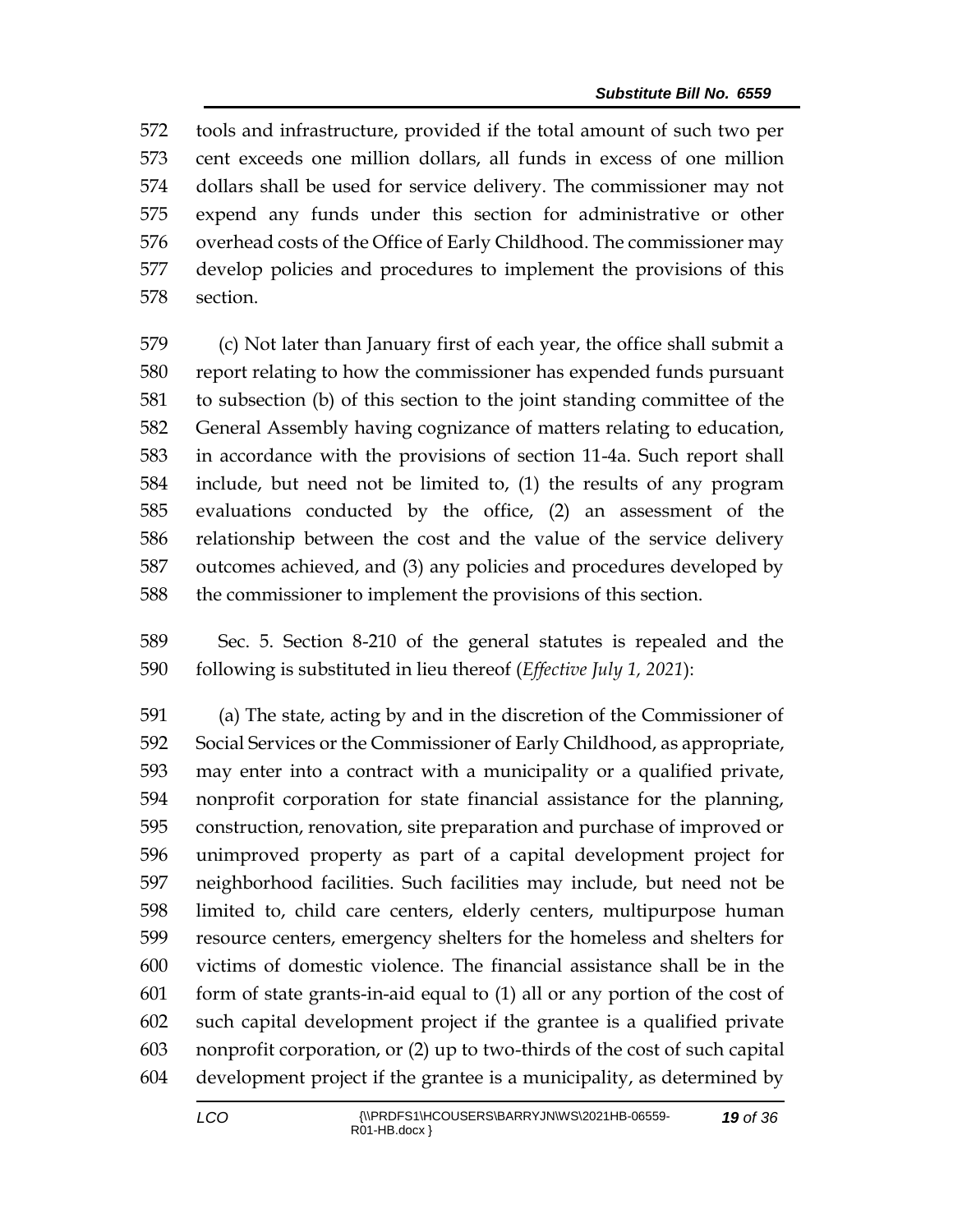tools and infrastructure, provided if the total amount of such two per cent exceeds one million dollars, all funds in excess of one million dollars shall be used for service delivery. The commissioner may not expend any funds under this section for administrative or other overhead costs of the Office of Early Childhood. The commissioner may develop policies and procedures to implement the provisions of this section.

(c) Not later than January first of each year, the office shall submit a report relating to how the commissioner has expended funds pursuant to subsection (b) of this section to the joint standing committee of the General Assembly having cognizance of matters relating to education, in accordance with the provisions of section 11-4a. Such report shall include, but need not be limited to, (1) the results of any program evaluations conducted by the office, (2) an assessment of the relationship between the cost and the value of the service delivery outcomes achieved, and (3) any policies and procedures developed by the commissioner to implement the provisions of this section.

Sec. 5. Section 8-210 of the general statutes is repealed and the following is substituted in lieu thereof (*Effective July 1, 2021*):

(a) The state, acting by and in the discretion of the Commissioner of Social Services or the Commissioner of Early Childhood, as appropriate, may enter into a contract with a municipality or a qualified private, nonprofit corporation for state financial assistance for the planning, construction, renovation, site preparation and purchase of improved or unimproved property as part of a capital development project for neighborhood facilities. Such facilities may include, but need not be limited to, child care centers, elderly centers, multipurpose human resource centers, emergency shelters for the homeless and shelters for victims of domestic violence. The financial assistance shall be in the form of state grants-in-aid equal to (1) all or any portion of the cost of such capital development project if the grantee is a qualified private nonprofit corporation, or (2) up to two-thirds of the cost of such capital development project if the grantee is a municipality, as determined by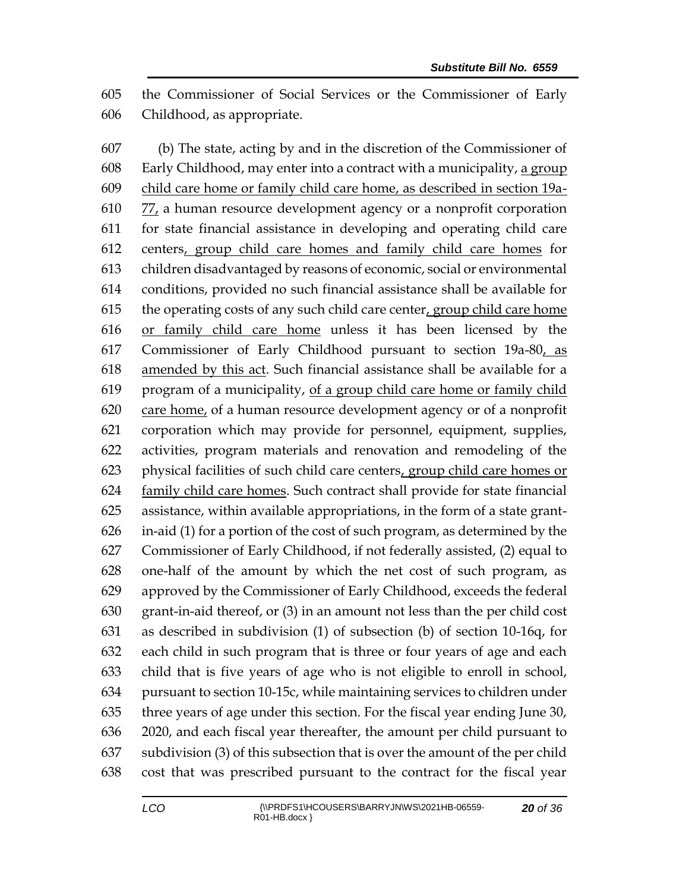the Commissioner of Social Services or the Commissioner of Early Childhood, as appropriate.

(b) The state, acting by and in the discretion of the Commissioner of Early Childhood, may enter into a contract with a municipality, <u>a group child care home or family child care home, as described in section 19a-77,</u> a human resource development agency or a nonprofit corporation for state financial assistance in developing and operating child care centers<u>, group child care homes and family child care homes</u> for children disadvantaged by reasons of economic, social or environmental conditions, provided no such financial assistance shall be available for the operating costs of any such child care center<u>, group child care home or family child care home</u> unless it has been licensed by the Commissioner of Early Childhood pursuant to section 19a-80<u>, as amended by this act</u>. Such financial assistance shall be available for a program of a municipality, <u>of a group child care home or family child care home,</u> of a human resource development agency or of a nonprofit corporation which may provide for personnel, equipment, supplies, activities, program materials and renovation and remodeling of the physical facilities of such child care centers<u>, group child care homes or family child care homes</u>. Such contract shall provide for state financial assistance, within available appropriations, in the form of a state grant-in-aid (1) for a portion of the cost of such program, as determined by the Commissioner of Early Childhood, if not federally assisted, (2) equal to one-half of the amount by which the net cost of such program, as approved by the Commissioner of Early Childhood, exceeds the federal grant-in-aid thereof, or (3) in an amount not less than the per child cost as described in subdivision (1) of subsection (b) of section 10-16q, for each child in such program that is three or four years of age and each child that is five years of age who is not eligible to enroll in school, pursuant to section 10-15c, while maintaining services to children under three years of age under this section. For the fiscal year ending June 30, 2020, and each fiscal year thereafter, the amount per child pursuant to subdivision (3) of this subsection that is over the amount of the per child cost that was prescribed pursuant to the contract for the fiscal year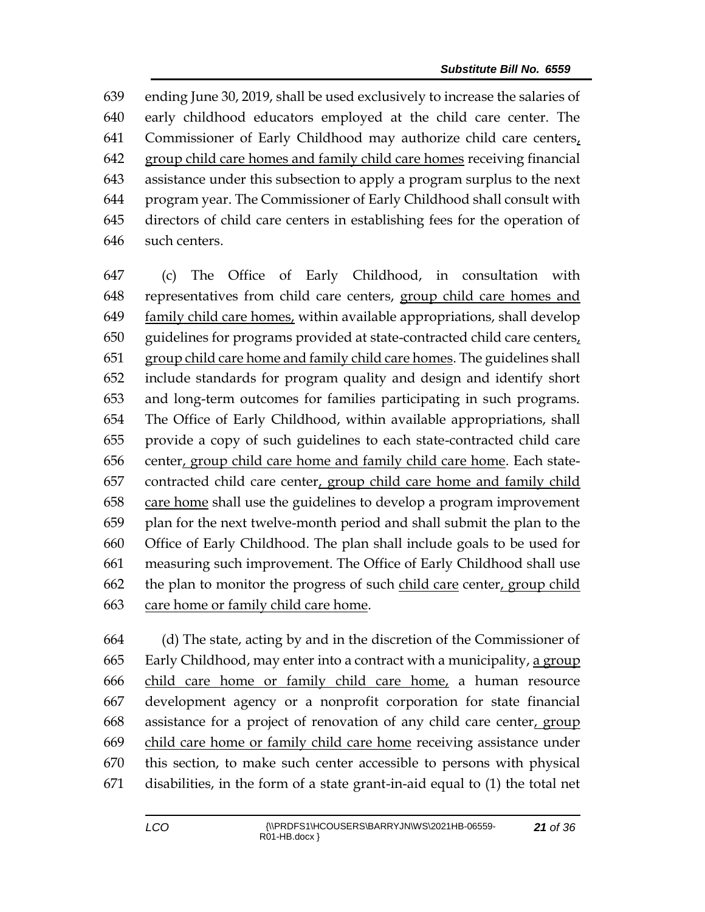639 ending June 30, 2019, shall be used exclusively to increase the salaries of
640 early childhood educators employed at the child care center. The
641 Commissioner of Early Childhood may authorize child care centers<u>,</u>
642 <u>group child care homes and family child care homes</u> receiving financial
643 assistance under this subsection to apply a program surplus to the next
644 program year. The Commissioner of Early Childhood shall consult with
645 directors of child care centers in establishing fees for the operation of
646 such centers.

647 (c) The Office of Early Childhood, in consultation with
648 representatives from child care centers, <u>group child care homes and</u>
649 <u>family child care homes,</u> within available appropriations, shall develop
650 guidelines for programs provided at state-contracted child care centers<u>,</u>
651 <u>group child care home and family child care homes</u>. The guidelines shall
652 include standards for program quality and design and identify short
653 and long-term outcomes for families participating in such programs.
654 The Office of Early Childhood, within available appropriations, shall
655 provide a copy of such guidelines to each state-contracted child care
656 center<u>, group child care home and family child care home</u>. Each state-
657 contracted child care center<u>, group child care home and family child</u>
658 <u>care home</u> shall use the guidelines to develop a program improvement
659 plan for the next twelve-month period and shall submit the plan to the
660 Office of Early Childhood. The plan shall include goals to be used for
661 measuring such improvement. The Office of Early Childhood shall use
662 the plan to monitor the progress of such <u>child care</u> center<u>, group child</u>
663 <u>care home or family child care home</u>.

664 (d) The state, acting by and in the discretion of the Commissioner of
665 Early Childhood, may enter into a contract with a municipality, <u>a group</u>
666 <u>child care home or family child care home,</u> a human resource
667 development agency or a nonprofit corporation for state financial
668 assistance for a project of renovation of any child care center<u>, group</u>
669 <u>child care home or family child care home</u> receiving assistance under
670 this section, to make such center accessible to persons with physical
671 disabilities, in the form of a state grant-in-aid equal to (1) the total net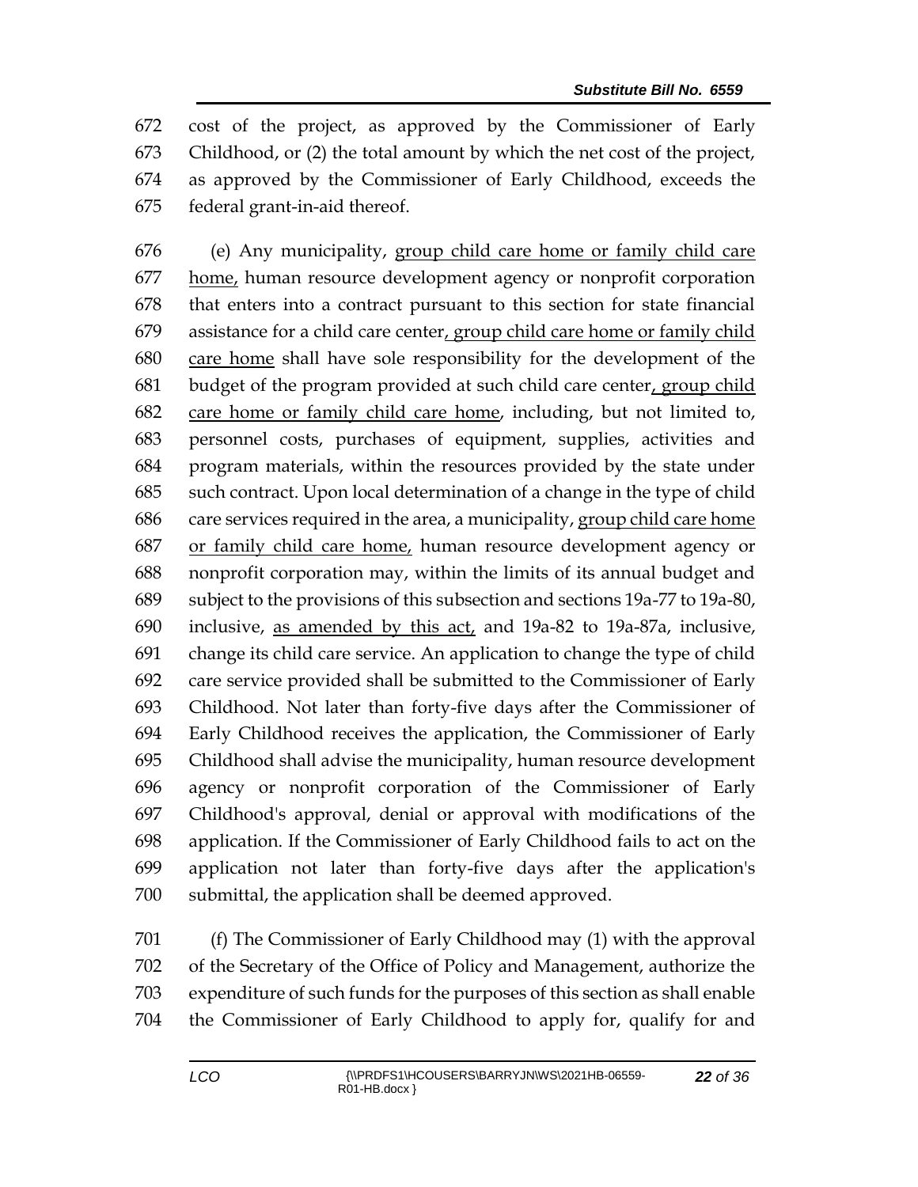cost of the project, as approved by the Commissioner of Early Childhood, or (2) the total amount by which the net cost of the project, as approved by the Commissioner of Early Childhood, exceeds the federal grant-in-aid thereof.

(e) Any municipality, group child care home or family child care home, human resource development agency or nonprofit corporation that enters into a contract pursuant to this section for state financial assistance for a child care center, group child care home or family child care home shall have sole responsibility for the development of the budget of the program provided at such child care center, group child care home or family child care home, including, but not limited to, personnel costs, purchases of equipment, supplies, activities and program materials, within the resources provided by the state under such contract. Upon local determination of a change in the type of child care services required in the area, a municipality, group child care home or family child care home, human resource development agency or nonprofit corporation may, within the limits of its annual budget and subject to the provisions of this subsection and sections 19a-77 to 19a-80, inclusive, as amended by this act, and 19a-82 to 19a-87a, inclusive, change its child care service. An application to change the type of child care service provided shall be submitted to the Commissioner of Early Childhood. Not later than forty-five days after the Commissioner of Early Childhood receives the application, the Commissioner of Early Childhood shall advise the municipality, human resource development agency or nonprofit corporation of the Commissioner of Early Childhood's approval, denial or approval with modifications of the application. If the Commissioner of Early Childhood fails to act on the application not later than forty-five days after the application's submittal, the application shall be deemed approved.

(f) The Commissioner of Early Childhood may (1) with the approval of the Secretary of the Office of Policy and Management, authorize the expenditure of such funds for the purposes of this section as shall enable the Commissioner of Early Childhood to apply for, qualify for and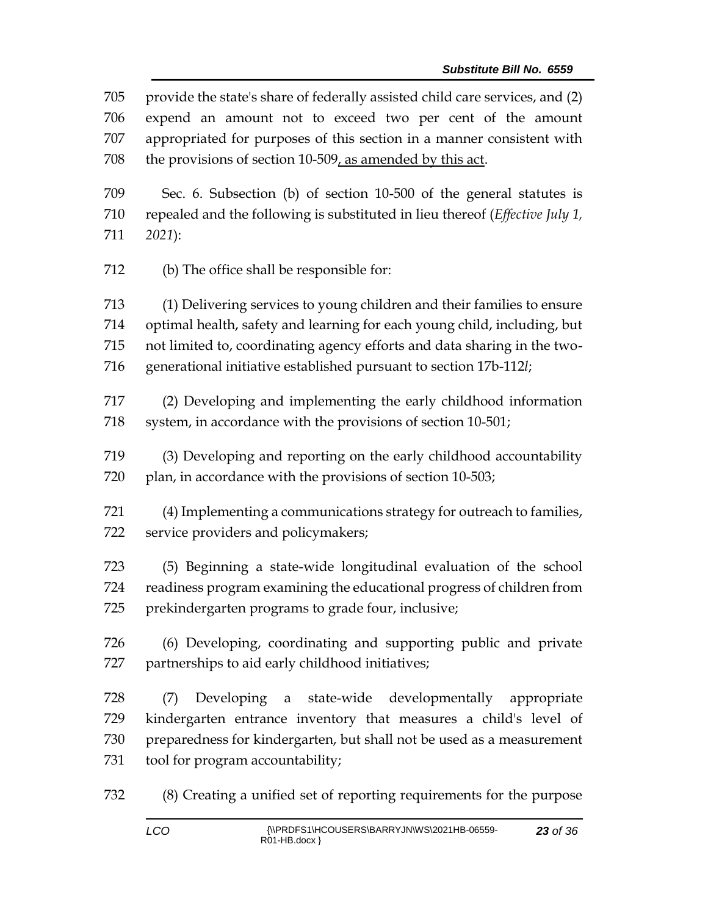provide the state's share of federally assisted child care services, and (2) expend an amount not to exceed two per cent of the amount appropriated for purposes of this section in a manner consistent with the provisions of section 10-509<u>, as amended by this act</u>.

Sec. 6. Subsection (b) of section 10-500 of the general statutes is repealed and the following is substituted in lieu thereof (*Effective July 1, 2021*):

(b) The office shall be responsible for:

(1) Delivering services to young children and their families to ensure optimal health, safety and learning for each young child, including, but not limited to, coordinating agency efforts and data sharing in the two-generational initiative established pursuant to section 17b-112*l*;

(2) Developing and implementing the early childhood information system, in accordance with the provisions of section 10-501;

(3) Developing and reporting on the early childhood accountability plan, in accordance with the provisions of section 10-503;

(4) Implementing a communications strategy for outreach to families, service providers and policymakers;

(5) Beginning a state-wide longitudinal evaluation of the school readiness program examining the educational progress of children from prekindergarten programs to grade four, inclusive;

(6) Developing, coordinating and supporting public and private partnerships to aid early childhood initiatives;

(7) Developing a state-wide developmentally appropriate kindergarten entrance inventory that measures a child's level of preparedness for kindergarten, but shall not be used as a measurement tool for program accountability;

(8) Creating a unified set of reporting requirements for the purpose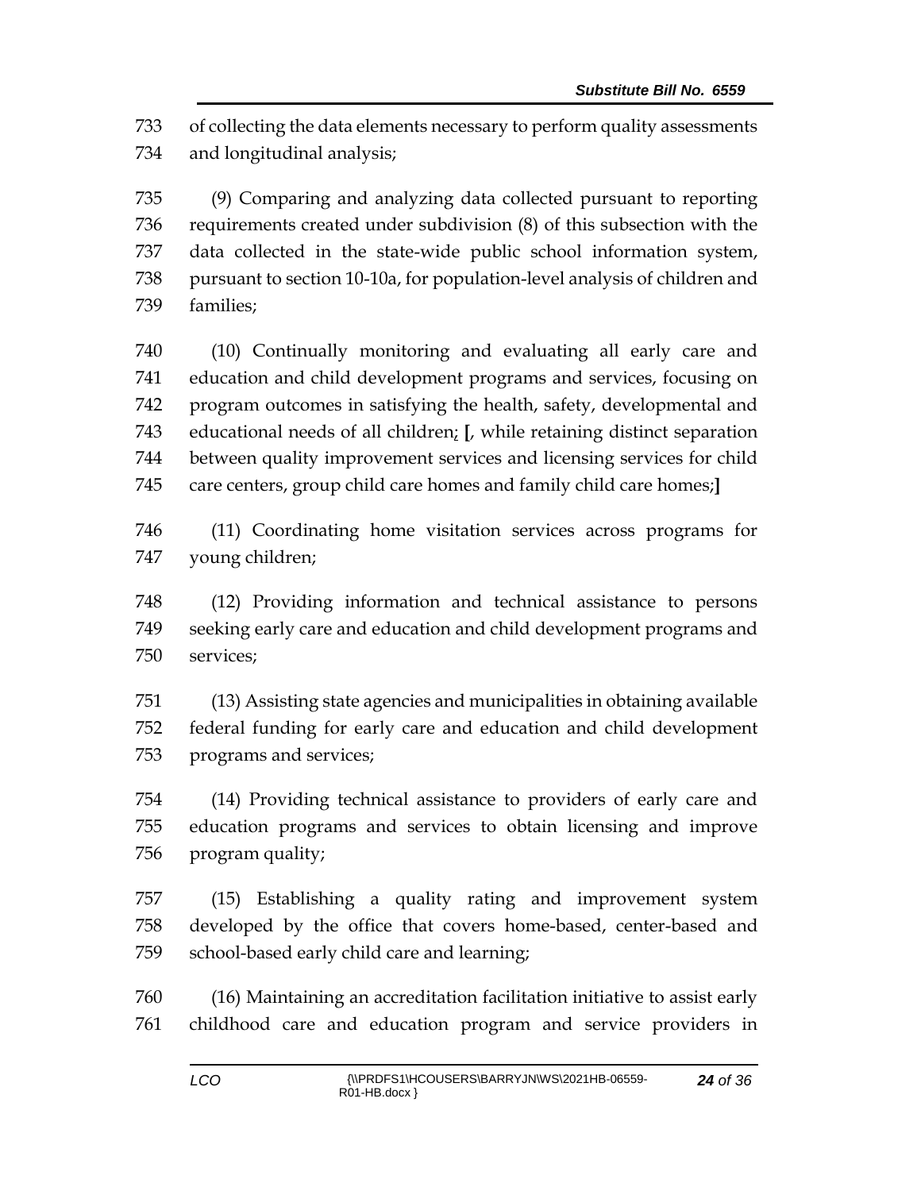733 of collecting the data elements necessary to perform quality assessments
734 and longitudinal analysis;

735 (9) Comparing and analyzing data collected pursuant to reporting
736 requirements created under subdivision (8) of this subsection with the
737 data collected in the state-wide public school information system,
738 pursuant to section 10-10a, for population-level analysis of children and
739 families;

740 (10) Continually monitoring and evaluating all early care and
741 education and child development programs and services, focusing on
742 program outcomes in satisfying the health, safety, developmental and
743 educational needs of all children; **[**, while retaining distinct separation
744 between quality improvement services and licensing services for child
745 care centers, group child care homes and family child care homes;**]**

746 (11) Coordinating home visitation services across programs for
747 young children;

748 (12) Providing information and technical assistance to persons
749 seeking early care and education and child development programs and
750 services;

751 (13) Assisting state agencies and municipalities in obtaining available
752 federal funding for early care and education and child development
753 programs and services;

754 (14) Providing technical assistance to providers of early care and
755 education programs and services to obtain licensing and improve
756 program quality;

757 (15) Establishing a quality rating and improvement system
758 developed by the office that covers home-based, center-based and
759 school-based early child care and learning;

760 (16) Maintaining an accreditation facilitation initiative to assist early
761 childhood care and education program and service providers in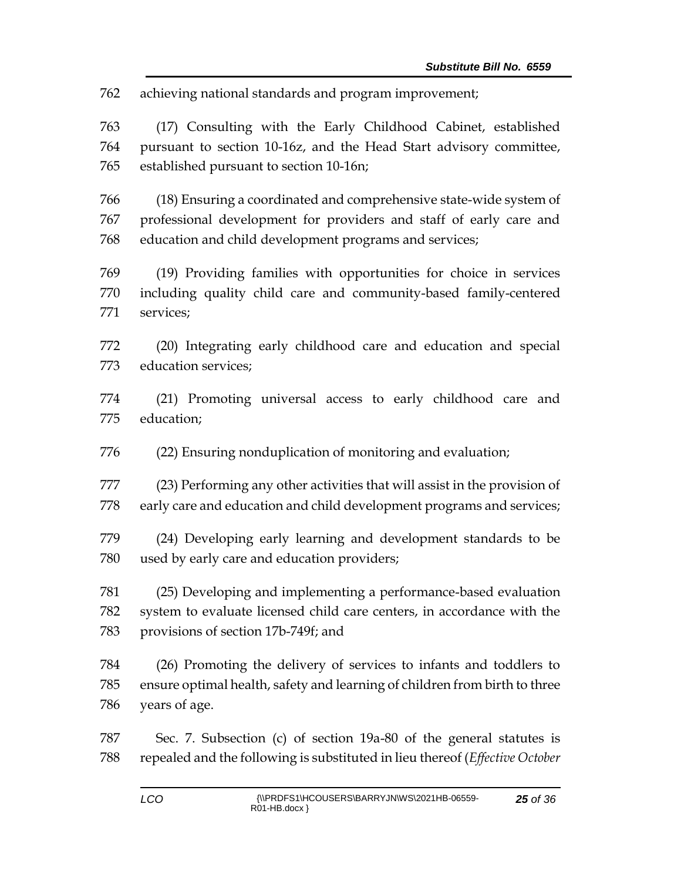762 achieving national standards and program improvement;

763 (17) Consulting with the Early Childhood Cabinet, established
764 pursuant to section 10-16z, and the Head Start advisory committee,
765 established pursuant to section 10-16n;

766 (18) Ensuring a coordinated and comprehensive state-wide system of
767 professional development for providers and staff of early care and
768 education and child development programs and services;

769 (19) Providing families with opportunities for choice in services
770 including quality child care and community-based family-centered
771 services;

772 (20) Integrating early childhood care and education and special
773 education services;

774 (21) Promoting universal access to early childhood care and
775 education;

776 (22) Ensuring nonduplication of monitoring and evaluation;

777 (23) Performing any other activities that will assist in the provision of
778 early care and education and child development programs and services;

779 (24) Developing early learning and development standards to be
780 used by early care and education providers;

781 (25) Developing and implementing a performance-based evaluation
782 system to evaluate licensed child care centers, in accordance with the
783 provisions of section 17b-749f; and

784 (26) Promoting the delivery of services to infants and toddlers to
785 ensure optimal health, safety and learning of children from birth to three
786 years of age.

787 Sec. 7. Subsection (c) of section 19a-80 of the general statutes is
788 repealed and the following is substituted in lieu thereof (*Effective October*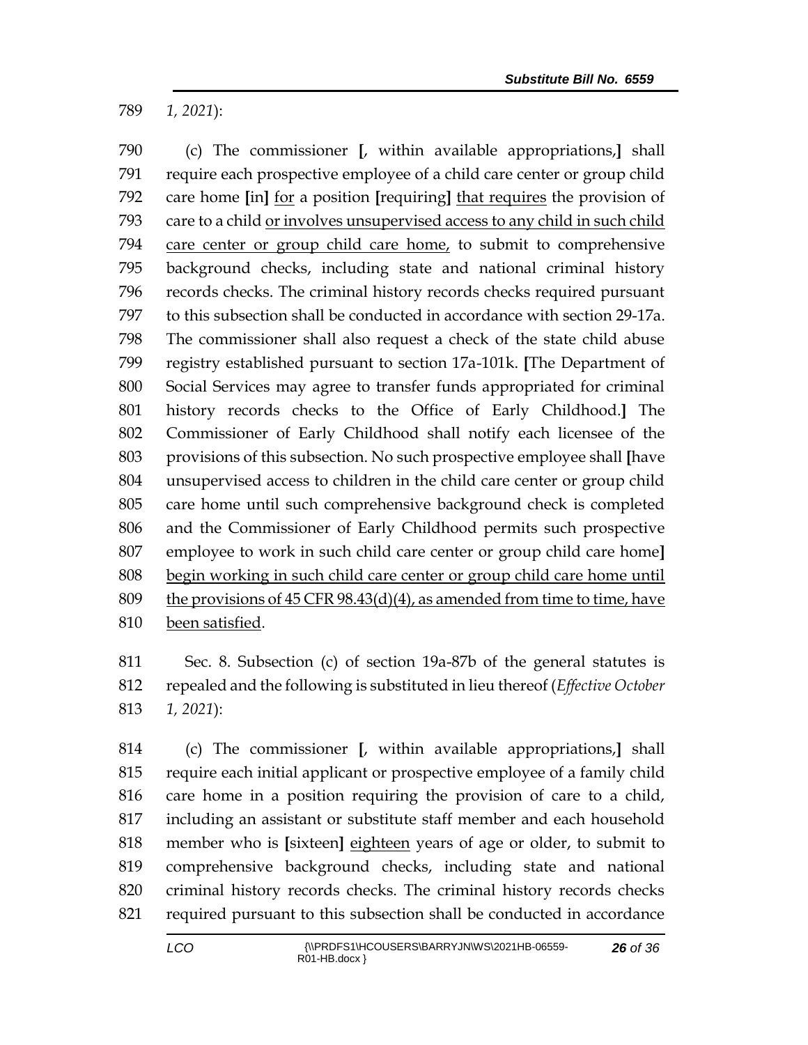789 *1, 2021*):

790 (c) The commissioner **[**, within available appropriations,**]** shall
791 require each prospective employee of a child care center or group child
792 care home **[**in**]** <u>for</u> a position **[**requiring**]** <u>that requires</u> the provision of
793 care to a child <u>or involves unsupervised access to any child in such child</u>
794 <u>care center or group child care home,</u> to submit to comprehensive
795 background checks, including state and national criminal history
796 records checks. The criminal history records checks required pursuant
797 to this subsection shall be conducted in accordance with section 29-17a.
798 The commissioner shall also request a check of the state child abuse
799 registry established pursuant to section 17a-101k. **[**The Department of
800 Social Services may agree to transfer funds appropriated for criminal
801 history records checks to the Office of Early Childhood.**]** The
802 Commissioner of Early Childhood shall notify each licensee of the
803 provisions of this subsection. No such prospective employee shall **[**have
804 unsupervised access to children in the child care center or group child
805 care home until such comprehensive background check is completed
806 and the Commissioner of Early Childhood permits such prospective
807 employee to work in such child care center or group child care home**]**
808 <u>begin working in such child care center or group child care home until</u>
809 <u>the provisions of 45 CFR 98.43(d)(4), as amended from time to time, have</u>
810 <u>been satisfied</u>.

811 Sec. 8. Subsection (c) of section 19a-87b of the general statutes is
812 repealed and the following is substituted in lieu thereof (*Effective October*
813 *1, 2021*):

814 (c) The commissioner **[**, within available appropriations,**]** shall
815 require each initial applicant or prospective employee of a family child
816 care home in a position requiring the provision of care to a child,
817 including an assistant or substitute staff member and each household
818 member who is **[**sixteen**]** <u>eighteen</u> years of age or older, to submit to
819 comprehensive background checks, including state and national
820 criminal history records checks. The criminal history records checks
821 required pursuant to this subsection shall be conducted in accordance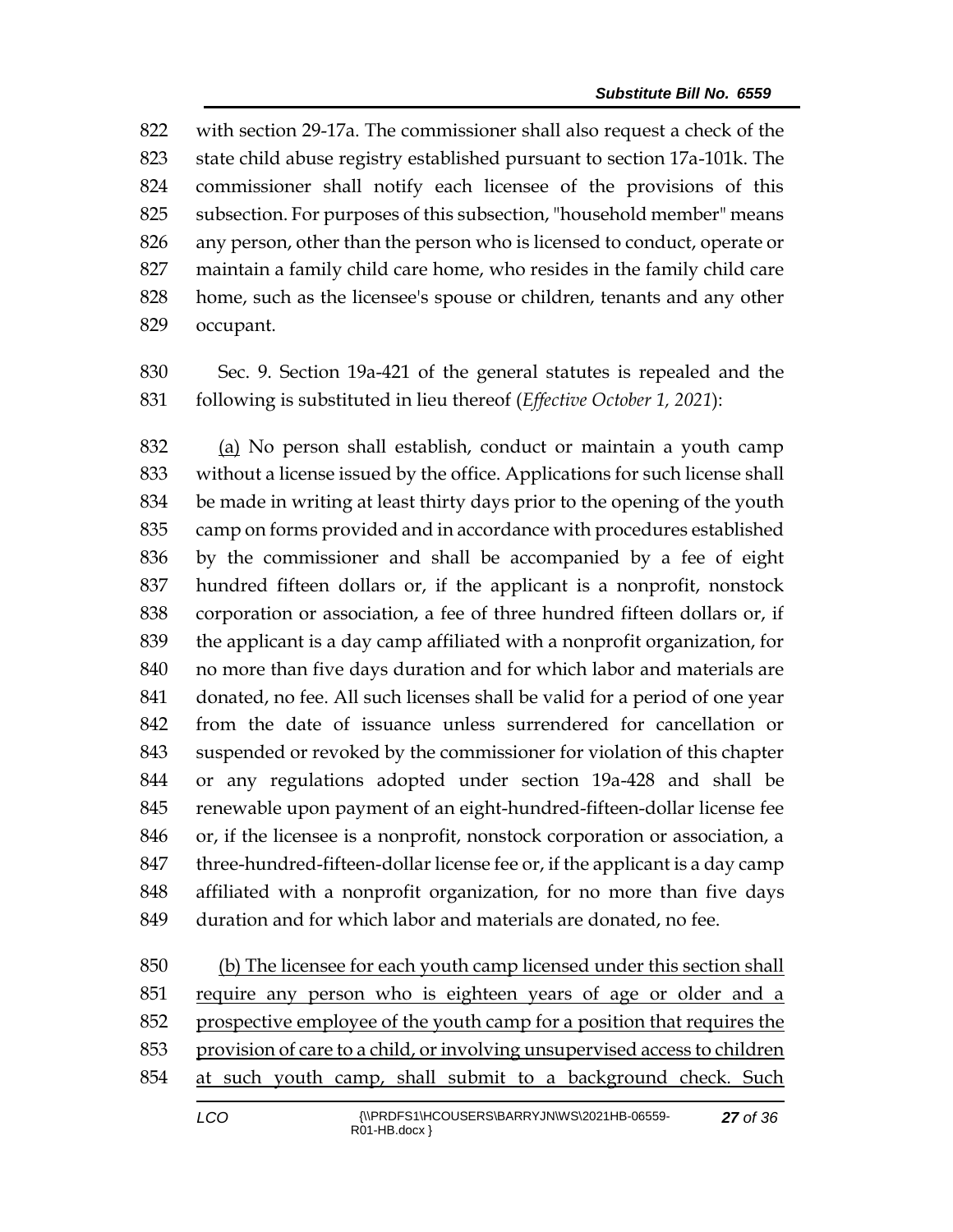822 with section 29-17a. The commissioner shall also request a check of the
823 state child abuse registry established pursuant to section 17a-101k. The
824 commissioner shall notify each licensee of the provisions of this
825 subsection. For purposes of this subsection, "household member" means
826 any person, other than the person who is licensed to conduct, operate or
827 maintain a family child care home, who resides in the family child care
828 home, such as the licensee's spouse or children, tenants and any other
829 occupant.

830 Sec. 9. Section 19a-421 of the general statutes is repealed and the
831 following is substituted in lieu thereof (*Effective October 1, 2021*):

832 <u>(a)</u> No person shall establish, conduct or maintain a youth camp
833 without a license issued by the office. Applications for such license shall
834 be made in writing at least thirty days prior to the opening of the youth
835 camp on forms provided and in accordance with procedures established
836 by the commissioner and shall be accompanied by a fee of eight
837 hundred fifteen dollars or, if the applicant is a nonprofit, nonstock
838 corporation or association, a fee of three hundred fifteen dollars or, if
839 the applicant is a day camp affiliated with a nonprofit organization, for
840 no more than five days duration and for which labor and materials are
841 donated, no fee. All such licenses shall be valid for a period of one year
842 from the date of issuance unless surrendered for cancellation or
843 suspended or revoked by the commissioner for violation of this chapter
844 or any regulations adopted under section 19a-428 and shall be
845 renewable upon payment of an eight-hundred-fifteen-dollar license fee
846 or, if the licensee is a nonprofit, nonstock corporation or association, a
847 three-hundred-fifteen-dollar license fee or, if the applicant is a day camp
848 affiliated with a nonprofit organization, for no more than five days
849 duration and for which labor and materials are donated, no fee.

850 <u>(b) The licensee for each youth camp licensed under this section shall</u>
851 <u>require any person who is eighteen years of age or older and a</u>
852 <u>prospective employee of the youth camp for a position that requires the</u>
853 <u>provision of care to a child, or involving unsupervised access to children</u>
854 <u>at such youth camp, shall submit to a background check. Such</u>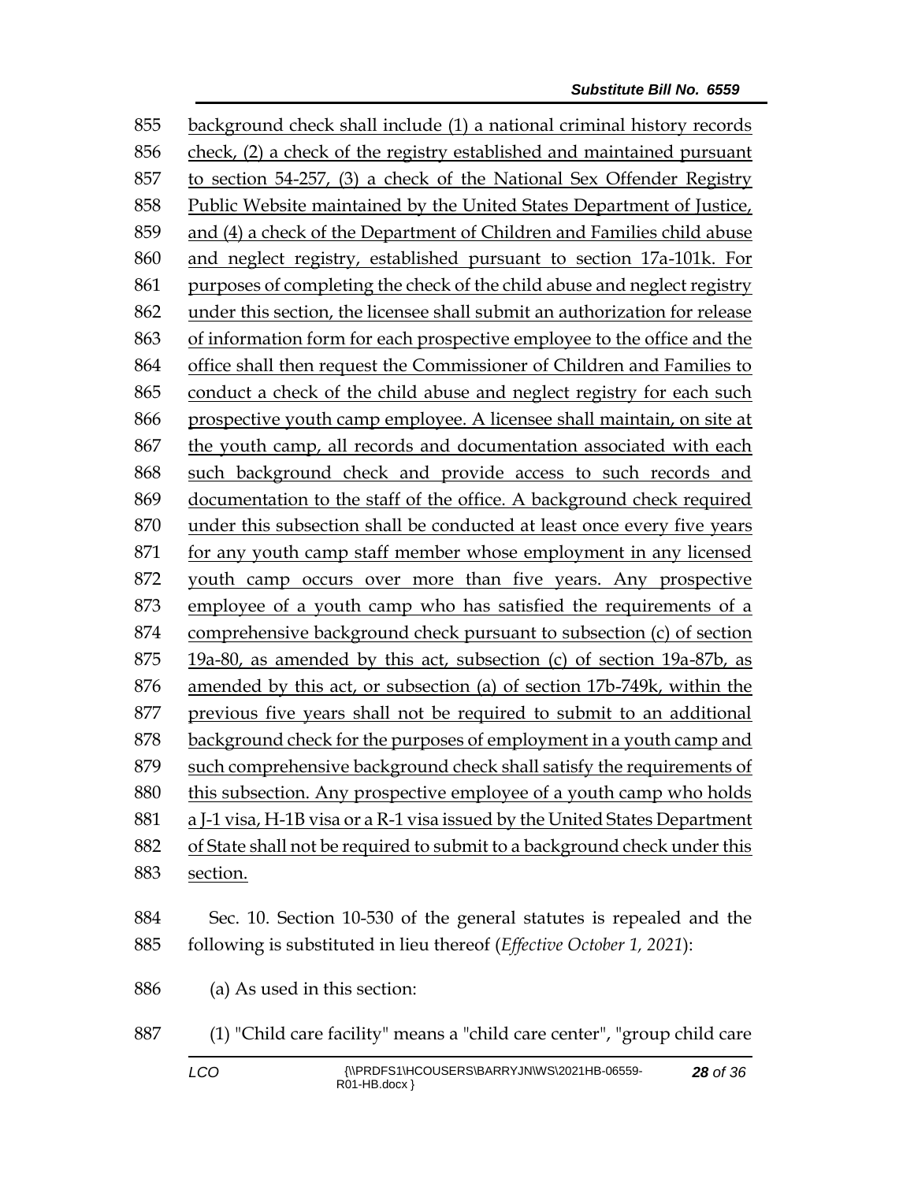855 background check shall include (1) a national criminal history records
856 check, (2) a check of the registry established and maintained pursuant
857 to section 54-257, (3) a check of the National Sex Offender Registry
858 Public Website maintained by the United States Department of Justice,
859 and (4) a check of the Department of Children and Families child abuse
860 and neglect registry, established pursuant to section 17a-101k. For
861 purposes of completing the check of the child abuse and neglect registry
862 under this section, the licensee shall submit an authorization for release
863 of information form for each prospective employee to the office and the
864 office shall then request the Commissioner of Children and Families to
865 conduct a check of the child abuse and neglect registry for each such
866 prospective youth camp employee. A licensee shall maintain, on site at
867 the youth camp, all records and documentation associated with each
868 such background check and provide access to such records and
869 documentation to the staff of the office. A background check required
870 under this subsection shall be conducted at least once every five years
871 for any youth camp staff member whose employment in any licensed
872 youth camp occurs over more than five years. Any prospective
873 employee of a youth camp who has satisfied the requirements of a
874 comprehensive background check pursuant to subsection (c) of section
875 19a-80, as amended by this act, subsection (c) of section 19a-87b, as
876 amended by this act, or subsection (a) of section 17b-749k, within the
877 previous five years shall not be required to submit to an additional
878 background check for the purposes of employment in a youth camp and
879 such comprehensive background check shall satisfy the requirements of
880 this subsection. Any prospective employee of a youth camp who holds
881 a J-1 visa, H-1B visa or a R-1 visa issued by the United States Department
882 of State shall not be required to submit to a background check under this
883 section.

884 Sec. 10. Section 10-530 of the general statutes is repealed and the
885 following is substituted in lieu thereof (*Effective October 1, 2021*):

886 (a) As used in this section:

887 (1) "Child care facility" means a "child care center", "group child care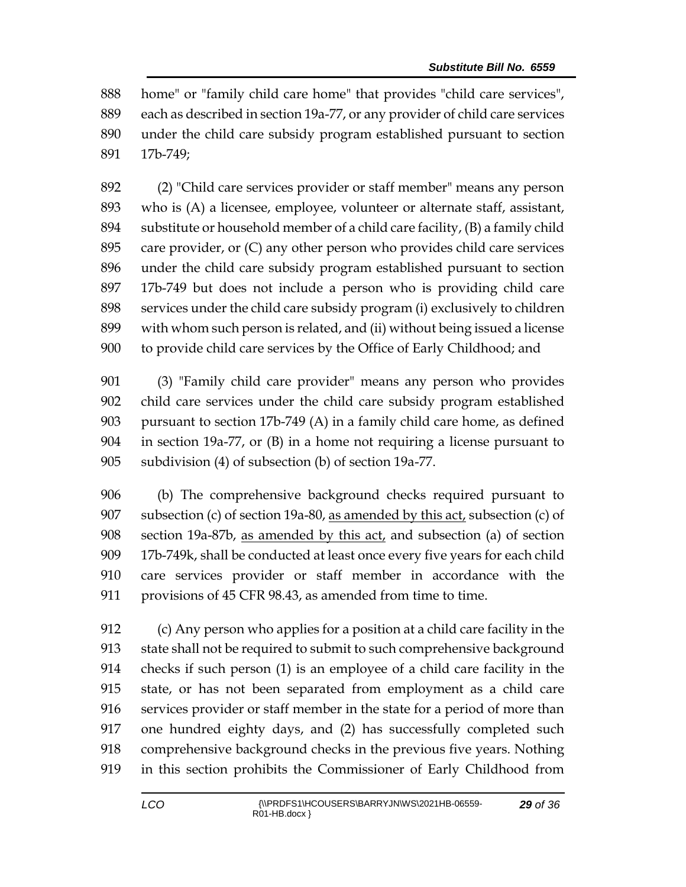home" or "family child care home" that provides "child care services", each as described in section 19a-77, or any provider of child care services under the child care subsidy program established pursuant to section 17b-749;

(2) "Child care services provider or staff member" means any person who is (A) a licensee, employee, volunteer or alternate staff, assistant, substitute or household member of a child care facility, (B) a family child care provider, or (C) any other person who provides child care services under the child care subsidy program established pursuant to section 17b-749 but does not include a person who is providing child care services under the child care subsidy program (i) exclusively to children with whom such person is related, and (ii) without being issued a license to provide child care services by the Office of Early Childhood; and

(3) "Family child care provider" means any person who provides child care services under the child care subsidy program established pursuant to section 17b-749 (A) in a family child care home, as defined in section 19a-77, or (B) in a home not requiring a license pursuant to subdivision (4) of subsection (b) of section 19a-77.

(b) The comprehensive background checks required pursuant to subsection (c) of section 19a-80, <u>as amended by this act,</u> subsection (c) of section 19a-87b, <u>as amended by this act,</u> and subsection (a) of section 17b-749k, shall be conducted at least once every five years for each child care services provider or staff member in accordance with the provisions of 45 CFR 98.43, as amended from time to time.

(c) Any person who applies for a position at a child care facility in the state shall not be required to submit to such comprehensive background checks if such person (1) is an employee of a child care facility in the state, or has not been separated from employment as a child care services provider or staff member in the state for a period of more than one hundred eighty days, and (2) has successfully completed such comprehensive background checks in the previous five years. Nothing in this section prohibits the Commissioner of Early Childhood from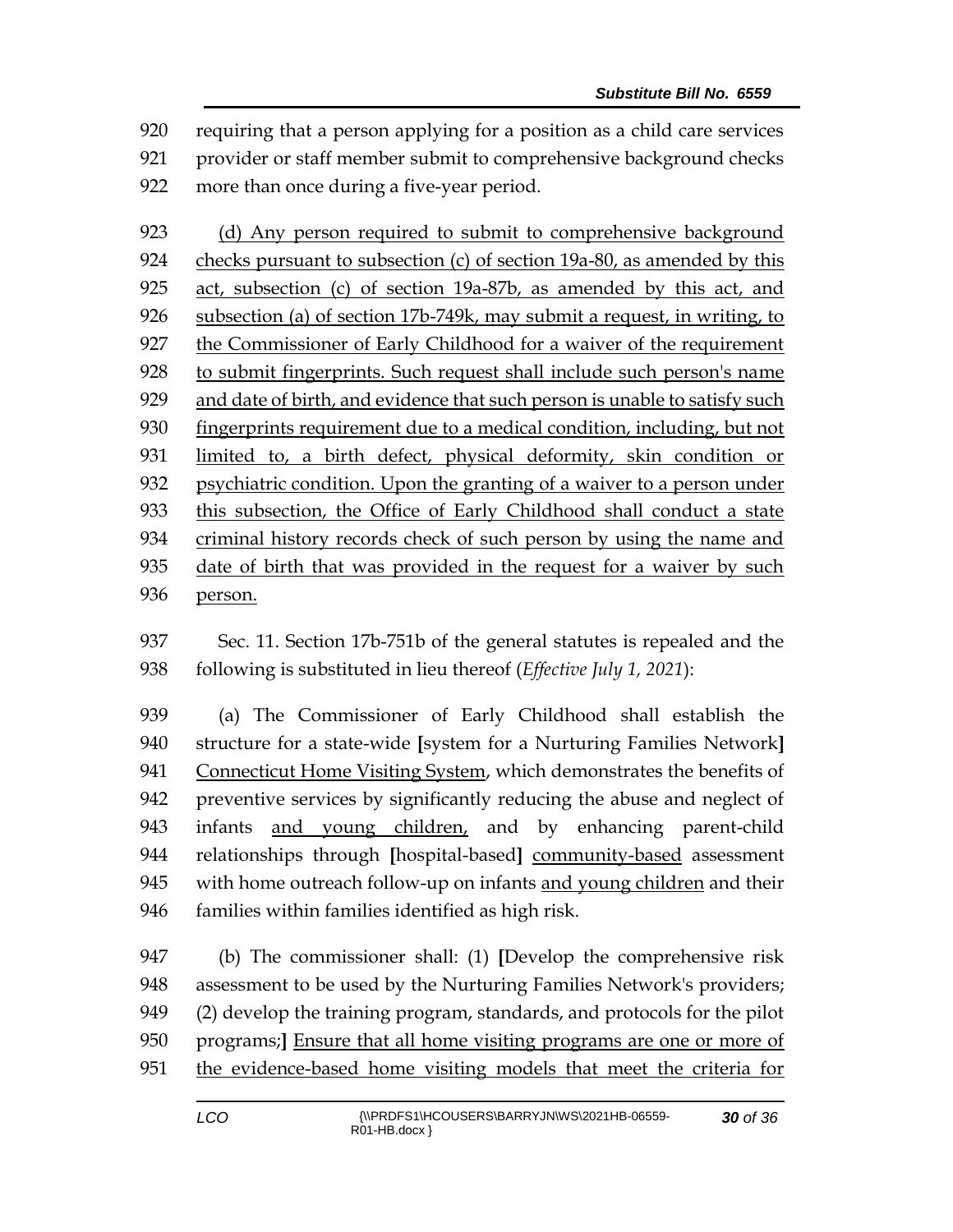requiring that a person applying for a position as a child care services provider or staff member submit to comprehensive background checks more than once during a five-year period.

<u>(d) Any person required to submit to comprehensive background checks pursuant to subsection (c) of section 19a-80, as amended by this act, subsection (c) of section 19a-87b, as amended by this act, and subsection (a) of section 17b-749k, may submit a request, in writing, to the Commissioner of Early Childhood for a waiver of the requirement to submit fingerprints. Such request shall include such person's name and date of birth, and evidence that such person is unable to satisfy such fingerprints requirement due to a medical condition, including, but not limited to, a birth defect, physical deformity, skin condition or psychiatric condition. Upon the granting of a waiver to a person under this subsection, the Office of Early Childhood shall conduct a state criminal history records check of such person by using the name and date of birth that was provided in the request for a waiver by such person.</u>

Sec. 11. Section 17b-751b of the general statutes is repealed and the following is substituted in lieu thereof (*Effective July 1, 2021*):

(a) The Commissioner of Early Childhood shall establish the structure for a state-wide **[**system for a Nurturing Families Network**]** <u>Connecticut Home Visiting System</u>, which demonstrates the benefits of preventive services by significantly reducing the abuse and neglect of infants <u>and young children,</u> and by enhancing parent-child relationships through **[**hospital-based**]** <u>community-based</u> assessment with home outreach follow-up on infants <u>and young children</u> and their families within families identified as high risk.

(b) The commissioner shall: (1) **[**Develop the comprehensive risk assessment to be used by the Nurturing Families Network's providers; (2) develop the training program, standards, and protocols for the pilot programs;**]** <u>Ensure that all home visiting programs are one or more of the evidence-based home visiting models that meet the criteria for</u>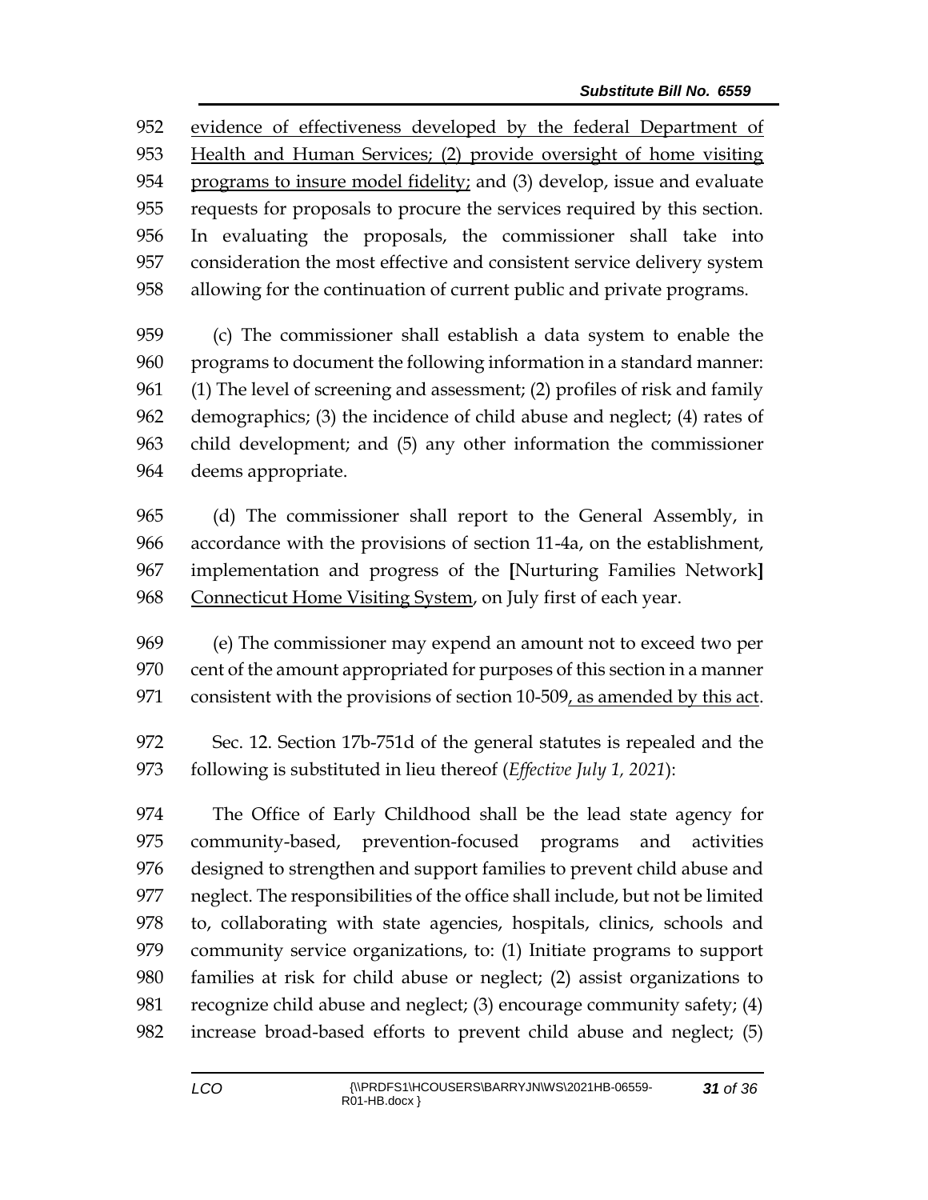952 evidence of effectiveness developed by the federal Department of
953 Health and Human Services; (2) provide oversight of home visiting
954 programs to insure model fidelity; and (3) develop, issue and evaluate
955 requests for proposals to procure the services required by this section.
956 In evaluating the proposals, the commissioner shall take into
957 consideration the most effective and consistent service delivery system
958 allowing for the continuation of current public and private programs.

959 (c) The commissioner shall establish a data system to enable the
960 programs to document the following information in a standard manner:
961 (1) The level of screening and assessment; (2) profiles of risk and family
962 demographics; (3) the incidence of child abuse and neglect; (4) rates of
963 child development; and (5) any other information the commissioner
964 deems appropriate.

965 (d) The commissioner shall report to the General Assembly, in
966 accordance with the provisions of section 11-4a, on the establishment,
967 implementation and progress of the **[**Nurturing Families Network**]**
968 Connecticut Home Visiting System, on July first of each year.

969 (e) The commissioner may expend an amount not to exceed two per
970 cent of the amount appropriated for purposes of this section in a manner
971 consistent with the provisions of section 10-509, as amended by this act.

972 Sec. 12. Section 17b-751d of the general statutes is repealed and the
973 following is substituted in lieu thereof (*Effective July 1, 2021*):

974 The Office of Early Childhood shall be the lead state agency for
975 community-based, prevention-focused programs and activities
976 designed to strengthen and support families to prevent child abuse and
977 neglect. The responsibilities of the office shall include, but not be limited
978 to, collaborating with state agencies, hospitals, clinics, schools and
979 community service organizations, to: (1) Initiate programs to support
980 families at risk for child abuse or neglect; (2) assist organizations to
981 recognize child abuse and neglect; (3) encourage community safety; (4)
982 increase broad-based efforts to prevent child abuse and neglect; (5)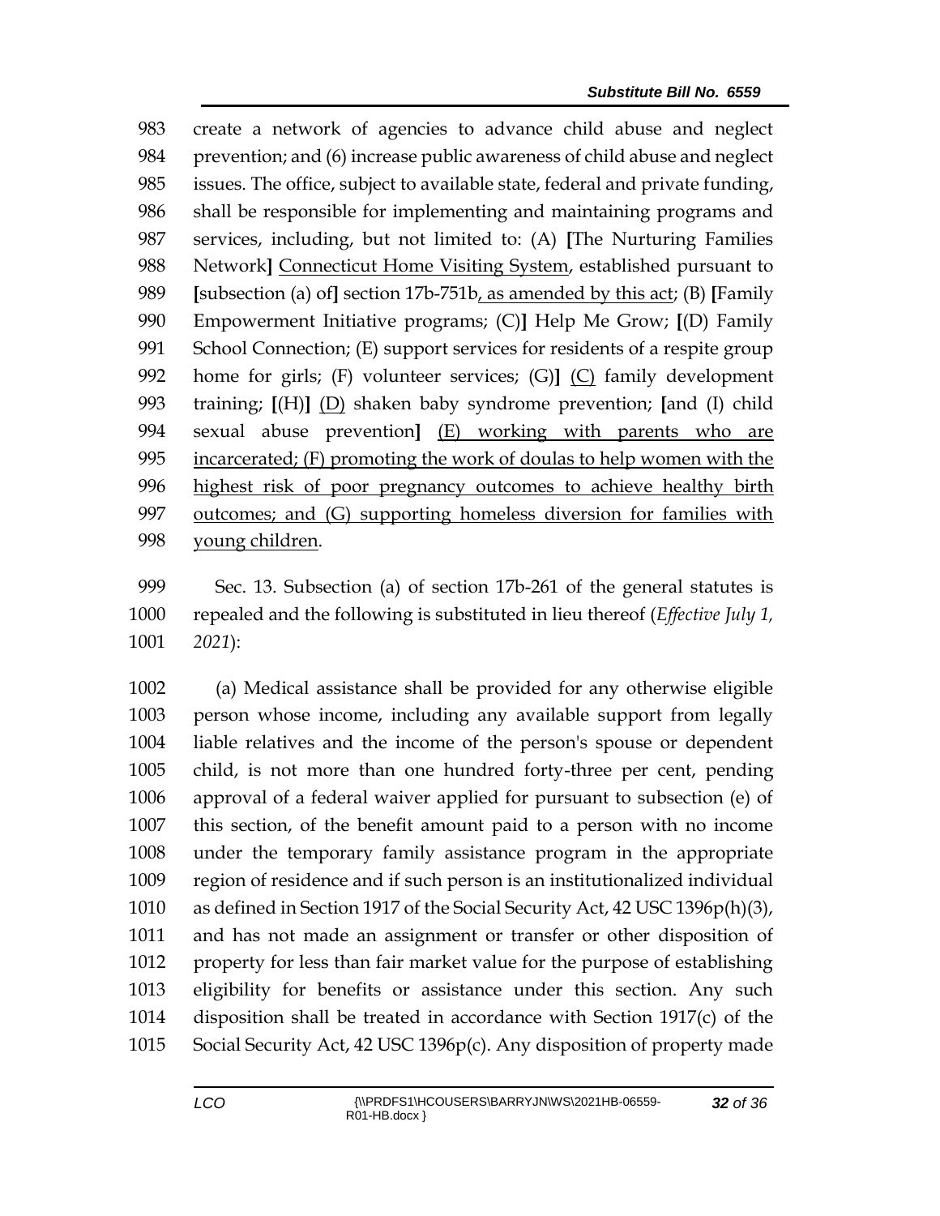983 create a network of agencies to advance child abuse and neglect
984 prevention; and (6) increase public awareness of child abuse and neglect
985 issues. The office, subject to available state, federal and private funding,
986 shall be responsible for implementing and maintaining programs and
987 services, including, but not limited to: (A) **[**The Nurturing Families
988 Network**]** <u>Connecticut Home Visiting System</u>, established pursuant to
989 **[**subsection (a) of**]** section 17b-751b<u>, as amended by this act</u>; (B) **[**Family
990 Empowerment Initiative programs; (C)**]** Help Me Grow; **[**(D) Family
991 School Connection; (E) support services for residents of a respite group
992 home for girls; (F) volunteer services; (G)**]** <u>(C)</u> family development
993 training; **[**(H)**]** <u>(D)</u> shaken baby syndrome prevention; **[**and (I) child
994 sexual abuse prevention**]** <u>(E) working with parents who are</u>
995 <u>incarcerated; (F) promoting the work of doulas to help women with the</u>
996 <u>highest risk of poor pregnancy outcomes to achieve healthy birth</u>
997 <u>outcomes; and (G) supporting homeless diversion for families with</u>
998 <u>young children</u>.

999 Sec. 13. Subsection (a) of section 17b-261 of the general statutes is
1000 repealed and the following is substituted in lieu thereof (*Effective July 1,*
1001 *2021*):

1002 (a) Medical assistance shall be provided for any otherwise eligible
1003 person whose income, including any available support from legally
1004 liable relatives and the income of the person's spouse or dependent
1005 child, is not more than one hundred forty-three per cent, pending
1006 approval of a federal waiver applied for pursuant to subsection (e) of
1007 this section, of the benefit amount paid to a person with no income
1008 under the temporary family assistance program in the appropriate
1009 region of residence and if such person is an institutionalized individual
1010 as defined in Section 1917 of the Social Security Act, 42 USC 1396p(h)(3),
1011 and has not made an assignment or transfer or other disposition of
1012 property for less than fair market value for the purpose of establishing
1013 eligibility for benefits or assistance under this section. Any such
1014 disposition shall be treated in accordance with Section 1917(c) of the
1015 Social Security Act, 42 USC 1396p(c). Any disposition of property made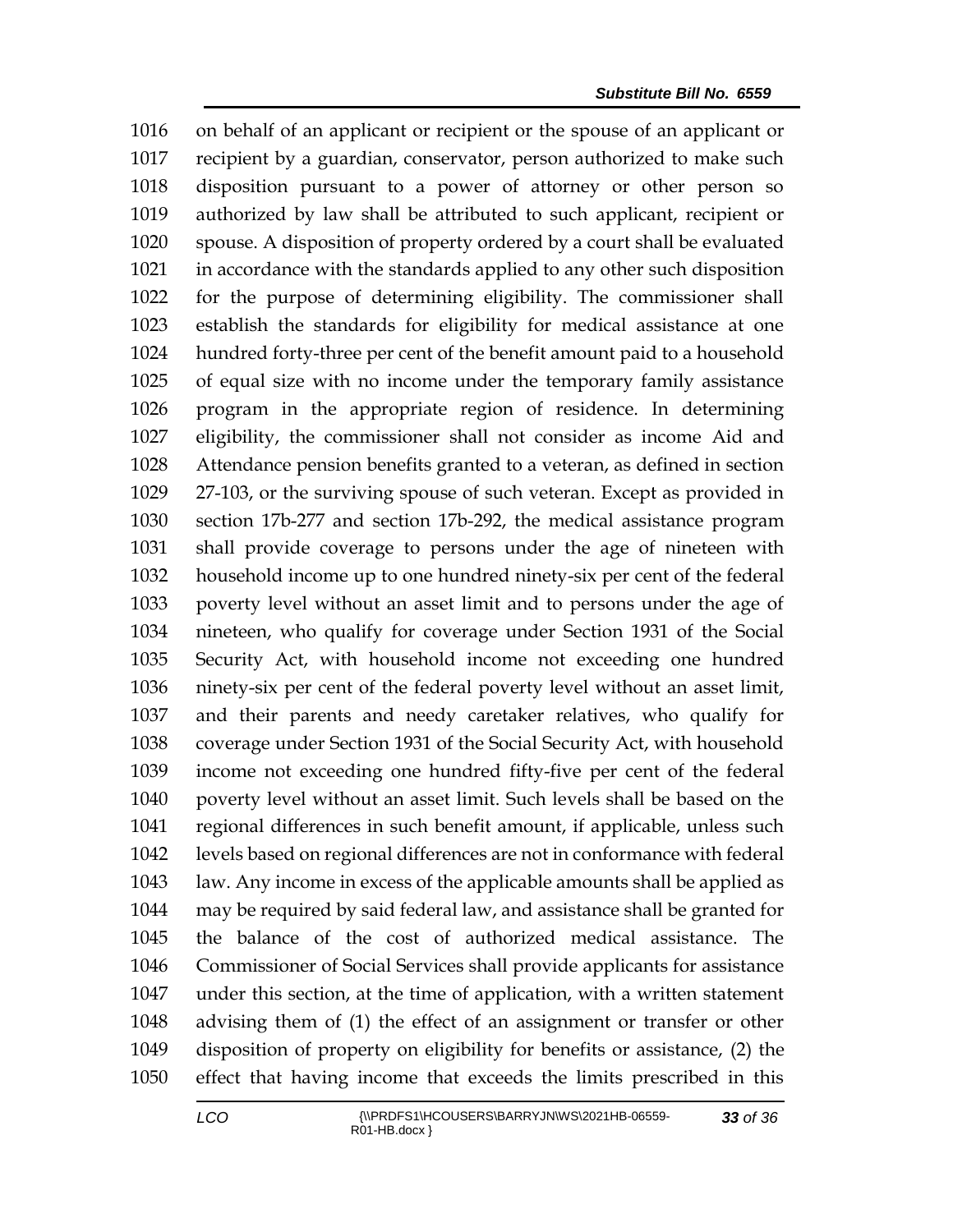1016 on behalf of an applicant or recipient or the spouse of an applicant or
1017 recipient by a guardian, conservator, person authorized to make such
1018 disposition pursuant to a power of attorney or other person so
1019 authorized by law shall be attributed to such applicant, recipient or
1020 spouse. A disposition of property ordered by a court shall be evaluated
1021 in accordance with the standards applied to any other such disposition
1022 for the purpose of determining eligibility. The commissioner shall
1023 establish the standards for eligibility for medical assistance at one
1024 hundred forty-three per cent of the benefit amount paid to a household
1025 of equal size with no income under the temporary family assistance
1026 program in the appropriate region of residence. In determining
1027 eligibility, the commissioner shall not consider as income Aid and
1028 Attendance pension benefits granted to a veteran, as defined in section
1029 27-103, or the surviving spouse of such veteran. Except as provided in
1030 section 17b-277 and section 17b-292, the medical assistance program
1031 shall provide coverage to persons under the age of nineteen with
1032 household income up to one hundred ninety-six per cent of the federal
1033 poverty level without an asset limit and to persons under the age of
1034 nineteen, who qualify for coverage under Section 1931 of the Social
1035 Security Act, with household income not exceeding one hundred
1036 ninety-six per cent of the federal poverty level without an asset limit,
1037 and their parents and needy caretaker relatives, who qualify for
1038 coverage under Section 1931 of the Social Security Act, with household
1039 income not exceeding one hundred fifty-five per cent of the federal
1040 poverty level without an asset limit. Such levels shall be based on the
1041 regional differences in such benefit amount, if applicable, unless such
1042 levels based on regional differences are not in conformance with federal
1043 law. Any income in excess of the applicable amounts shall be applied as
1044 may be required by said federal law, and assistance shall be granted for
1045 the balance of the cost of authorized medical assistance. The
1046 Commissioner of Social Services shall provide applicants for assistance
1047 under this section, at the time of application, with a written statement
1048 advising them of (1) the effect of an assignment or transfer or other
1049 disposition of property on eligibility for benefits or assistance, (2) the
1050 effect that having income that exceeds the limits prescribed in this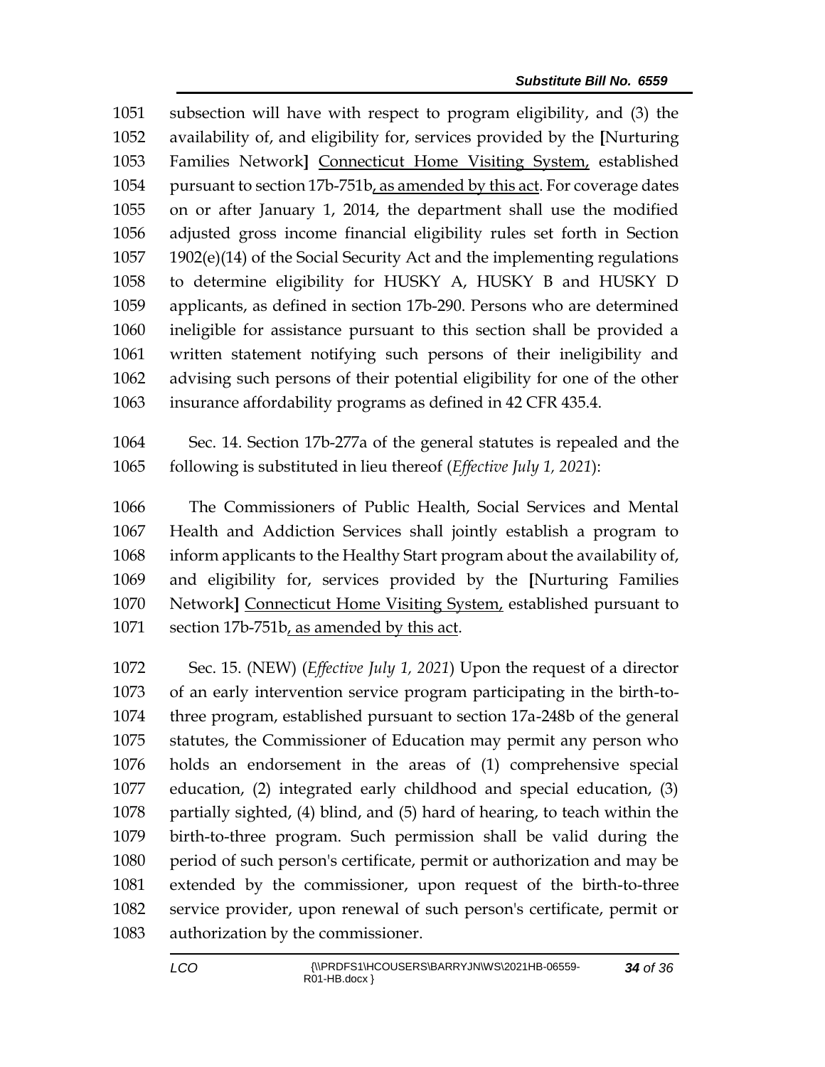1051 subsection will have with respect to program eligibility, and (3) the
1052 availability of, and eligibility for, services provided by the [Nurturing
1053 Families Network] Connecticut Home Visiting System, established
1054 pursuant to section 17b-751b, as amended by this act. For coverage dates
1055 on or after January 1, 2014, the department shall use the modified
1056 adjusted gross income financial eligibility rules set forth in Section
1057 1902(e)(14) of the Social Security Act and the implementing regulations
1058 to determine eligibility for HUSKY A, HUSKY B and HUSKY D
1059 applicants, as defined in section 17b-290. Persons who are determined
1060 ineligible for assistance pursuant to this section shall be provided a
1061 written statement notifying such persons of their ineligibility and
1062 advising such persons of their potential eligibility for one of the other
1063 insurance affordability programs as defined in 42 CFR 435.4.

1064 Sec. 14. Section 17b-277a of the general statutes is repealed and the
1065 following is substituted in lieu thereof (*Effective July 1, 2021*):

1066 The Commissioners of Public Health, Social Services and Mental
1067 Health and Addiction Services shall jointly establish a program to
1068 inform applicants to the Healthy Start program about the availability of,
1069 and eligibility for, services provided by the [Nurturing Families
1070 Network] Connecticut Home Visiting System, established pursuant to
1071 section 17b-751b, as amended by this act.

1072 Sec. 15. (NEW) (*Effective July 1, 2021*) Upon the request of a director
1073 of an early intervention service program participating in the birth-to-
1074 three program, established pursuant to section 17a-248b of the general
1075 statutes, the Commissioner of Education may permit any person who
1076 holds an endorsement in the areas of (1) comprehensive special
1077 education, (2) integrated early childhood and special education, (3)
1078 partially sighted, (4) blind, and (5) hard of hearing, to teach within the
1079 birth-to-three program. Such permission shall be valid during the
1080 period of such person's certificate, permit or authorization and may be
1081 extended by the commissioner, upon request of the birth-to-three
1082 service provider, upon renewal of such person's certificate, permit or
1083 authorization by the commissioner.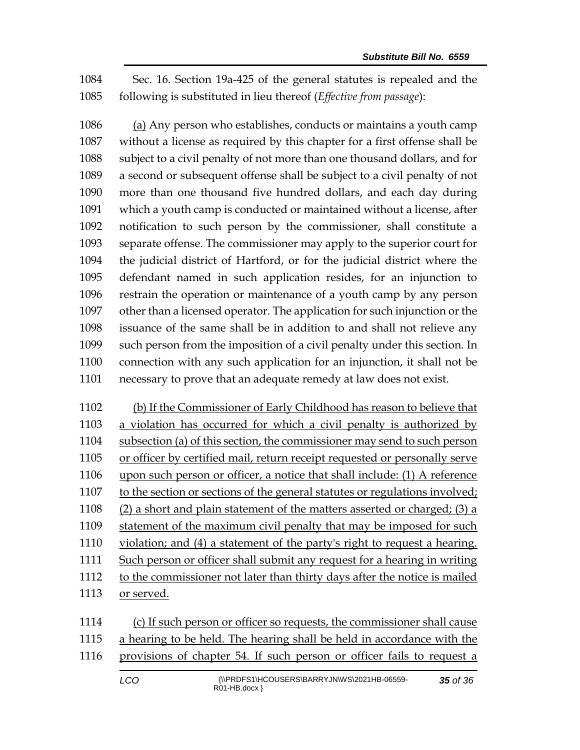1084 Sec. 16. Section 19a-425 of the general statutes is repealed and the
1085 following is substituted in lieu thereof (*Effective from passage*):

1086 <u>(a)</u> Any person who establishes, conducts or maintains a youth camp
1087 without a license as required by this chapter for a first offense shall be
1088 subject to a civil penalty of not more than one thousand dollars, and for
1089 a second or subsequent offense shall be subject to a civil penalty of not
1090 more than one thousand five hundred dollars, and each day during
1091 which a youth camp is conducted or maintained without a license, after
1092 notification to such person by the commissioner, shall constitute a
1093 separate offense. The commissioner may apply to the superior court for
1094 the judicial district of Hartford, or for the judicial district where the
1095 defendant named in such application resides, for an injunction to
1096 restrain the operation or maintenance of a youth camp by any person
1097 other than a licensed operator. The application for such injunction or the
1098 issuance of the same shall be in addition to and shall not relieve any
1099 such person from the imposition of a civil penalty under this section. In
1100 connection with any such application for an injunction, it shall not be
1101 necessary to prove that an adequate remedy at law does not exist.

1102 <u>(b) If the Commissioner of Early Childhood has reason to believe that</u>
1103 <u>a violation has occurred for which a civil penalty is authorized by</u>
1104 <u>subsection (a) of this section, the commissioner may send to such person</u>
1105 <u>or officer by certified mail, return receipt requested or personally serve</u>
1106 <u>upon such person or officer, a notice that shall include: (1) A reference</u>
1107 <u>to the section or sections of the general statutes or regulations involved;</u>
1108 <u>(2) a short and plain statement of the matters asserted or charged; (3) a</u>
1109 <u>statement of the maximum civil penalty that may be imposed for such</u>
1110 <u>violation; and (4) a statement of the party's right to request a hearing.</u>
1111 <u>Such person or officer shall submit any request for a hearing in writing</u>
1112 <u>to the commissioner not later than thirty days after the notice is mailed</u>
1113 <u>or served.</u>

1114 <u>(c) If such person or officer so requests, the commissioner shall cause</u>
1115 <u>a hearing to be held. The hearing shall be held in accordance with the</u>
1116 <u>provisions of chapter 54. If such person or officer fails to request a</u>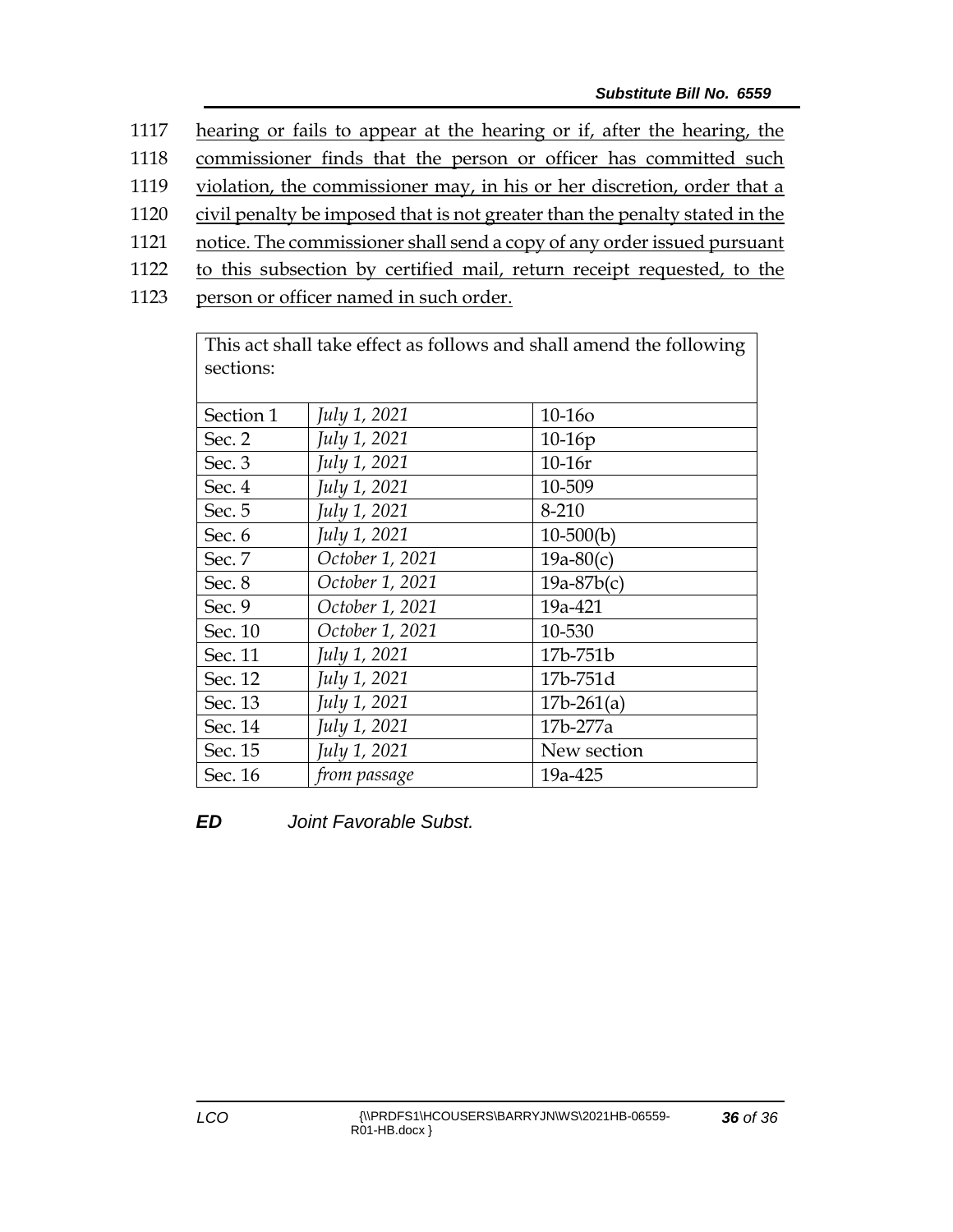1117 hearing or fails to appear at the hearing or if, after the hearing, the
1118 commissioner finds that the person or officer has committed such
1119 violation, the commissioner may, in his or her discretion, order that a
1120 civil penalty be imposed that is not greater than the penalty stated in the
1121 notice. The commissioner shall send a copy of any order issued pursuant
1122 to this subsection by certified mail, return receipt requested, to the
1123 person or officer named in such order.

| This act shall take effect as follows and shall amend the following sections: | | |
|---|---|---|
| Section 1 | *July 1, 2021* | 10-16o |
| Sec. 2 | *July 1, 2021* | 10-16p |
| Sec. 3 | *July 1, 2021* | 10-16r |
| Sec. 4 | *July 1, 2021* | 10-509 |
| Sec. 5 | *July 1, 2021* | 8-210 |
| Sec. 6 | *July 1, 2021* | 10-500(b) |
| Sec. 7 | *October 1, 2021* | 19a-80(c) |
| Sec. 8 | *October 1, 2021* | 19a-87b(c) |
| Sec. 9 | *October 1, 2021* | 19a-421 |
| Sec. 10 | *October 1, 2021* | 10-530 |
| Sec. 11 | *July 1, 2021* | 17b-751b |
| Sec. 12 | *July 1, 2021* | 17b-751d |
| Sec. 13 | *July 1, 2021* | 17b-261(a) |
| Sec. 14 | *July 1, 2021* | 17b-277a |
| Sec. 15 | *July 1, 2021* | New section |
| Sec. 16 | *from passage* | 19a-425 |

***ED*** *Joint Favorable Subst.*